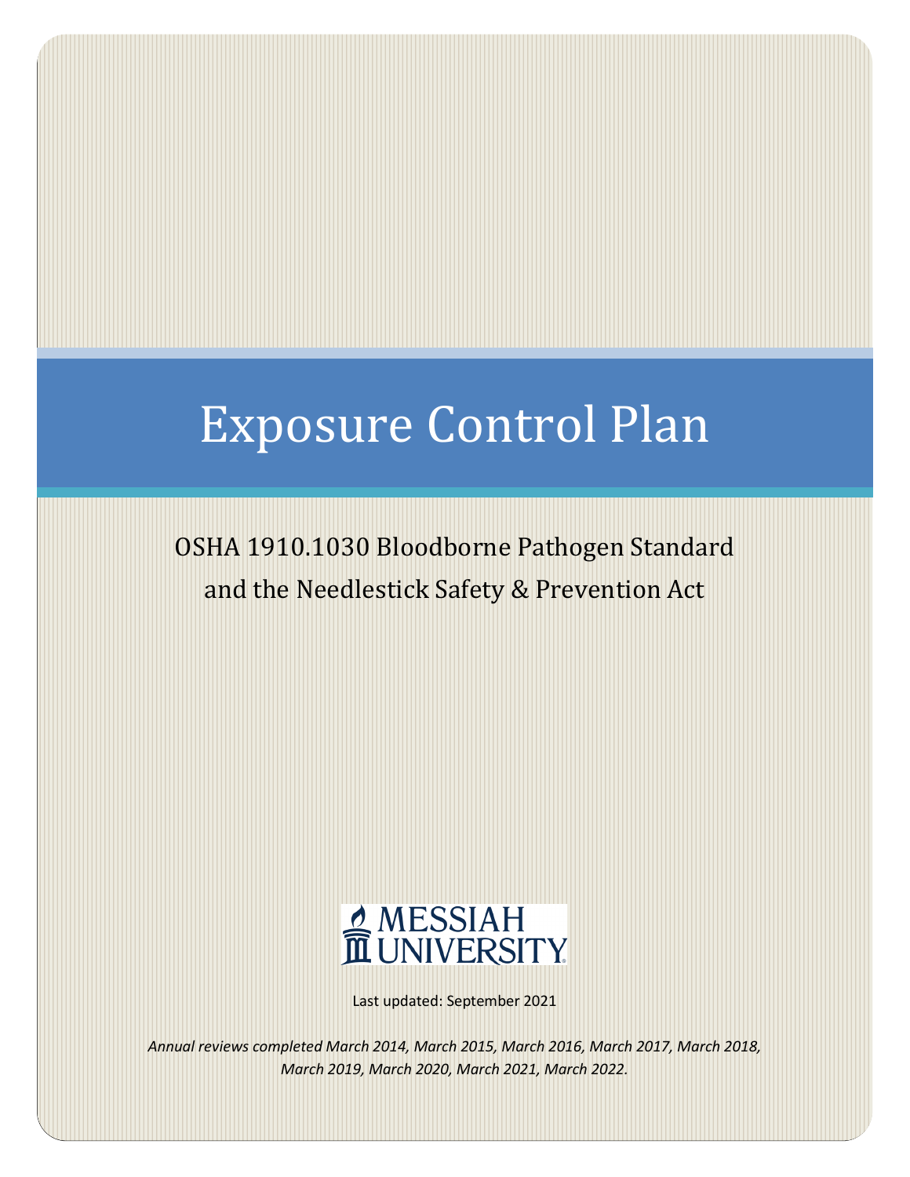# Exposure Control Plan

OSHA 1910.1030 Bloodborne Pathogen Standard
and the Needlestick Safety & Prevention Act

MESSIAH UNIVERSITY

Last updated: September 2021

*Annual reviews completed March 2014, March 2015, March 2016, March 2017, March 2018, March 2019, March 2020, March 2021, March 2022.*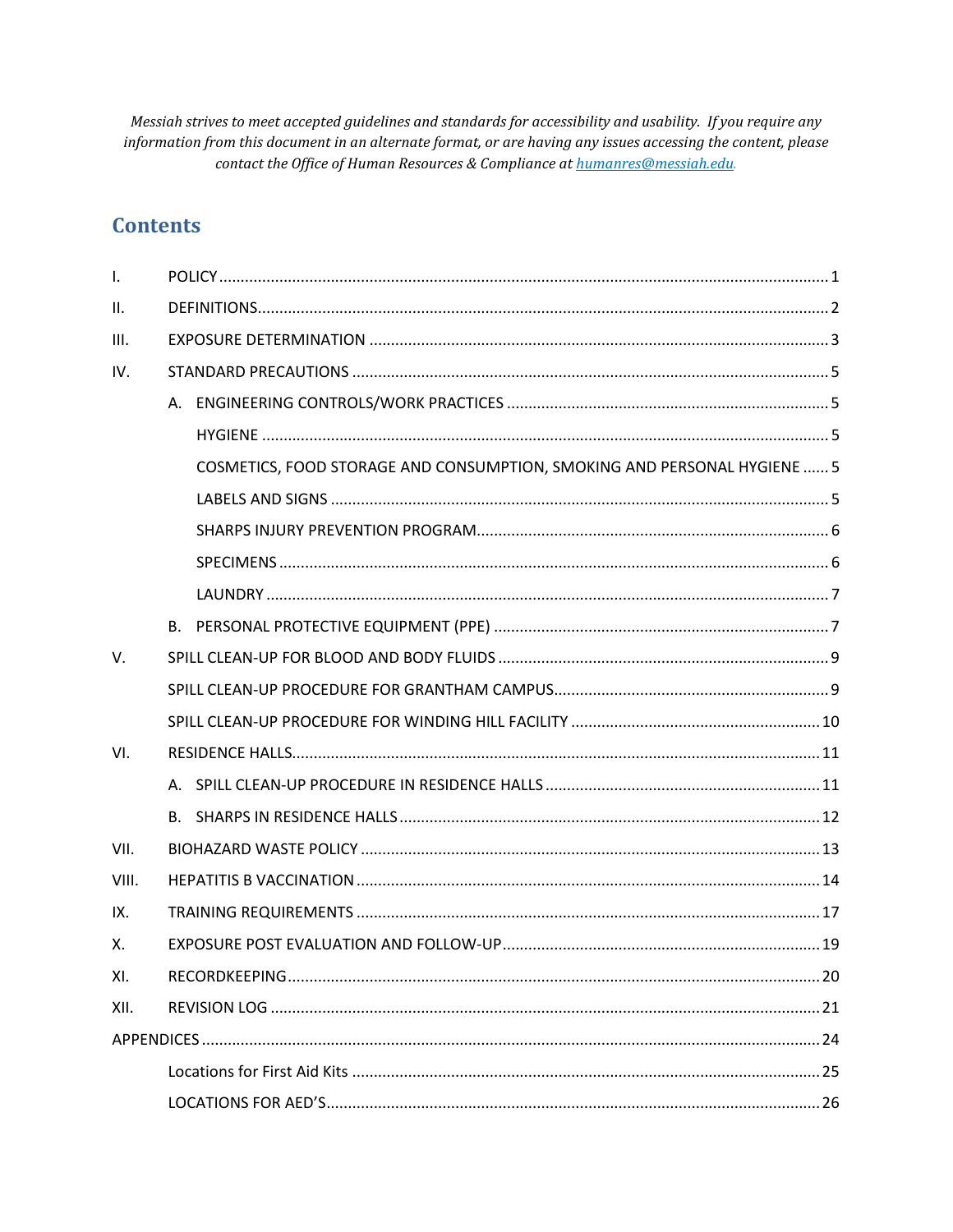*Messiah strives to meet accepted guidelines and standards for accessibility and usability. If you require any information from this document in an alternate format, or are having any issues accessing the content, please contact the Office of Human Resources & Compliance at humanres@messiah.edu.*

## Contents

- I. POLICY ..... 1
- II. DEFINITIONS ..... 2
- III. EXPOSURE DETERMINATION ..... 3
- IV. STANDARD PRECAUTIONS ..... 5
  - A. ENGINEERING CONTROLS/WORK PRACTICES ..... 5
    - HYGIENE ..... 5
    - COSMETICS, FOOD STORAGE AND CONSUMPTION, SMOKING AND PERSONAL HYGIENE ..... 5
    - LABELS AND SIGNS ..... 5
    - SHARPS INJURY PREVENTION PROGRAM ..... 6
    - SPECIMENS ..... 6
    - LAUNDRY ..... 7
  - B. PERSONAL PROTECTIVE EQUIPMENT (PPE) ..... 7
- V. SPILL CLEAN-UP FOR BLOOD AND BODY FLUIDS ..... 9
  - SPILL CLEAN-UP PROCEDURE FOR GRANTHAM CAMPUS ..... 9
  - SPILL CLEAN-UP PROCEDURE FOR WINDING HILL FACILITY ..... 10
- VI. RESIDENCE HALLS ..... 11
  - A. SPILL CLEAN-UP PROCEDURE IN RESIDENCE HALLS ..... 11
  - B. SHARPS IN RESIDENCE HALLS ..... 12
- VII. BIOHAZARD WASTE POLICY ..... 13
- VIII. HEPATITIS B VACCINATION ..... 14
- IX. TRAINING REQUIREMENTS ..... 17
- X. EXPOSURE POST EVALUATION AND FOLLOW-UP ..... 19
- XI. RECORDKEEPING ..... 20
- XII. REVISION LOG ..... 21
- APPENDICES ..... 24
  - Locations for First Aid Kits ..... 25
  - LOCATIONS FOR AED'S ..... 26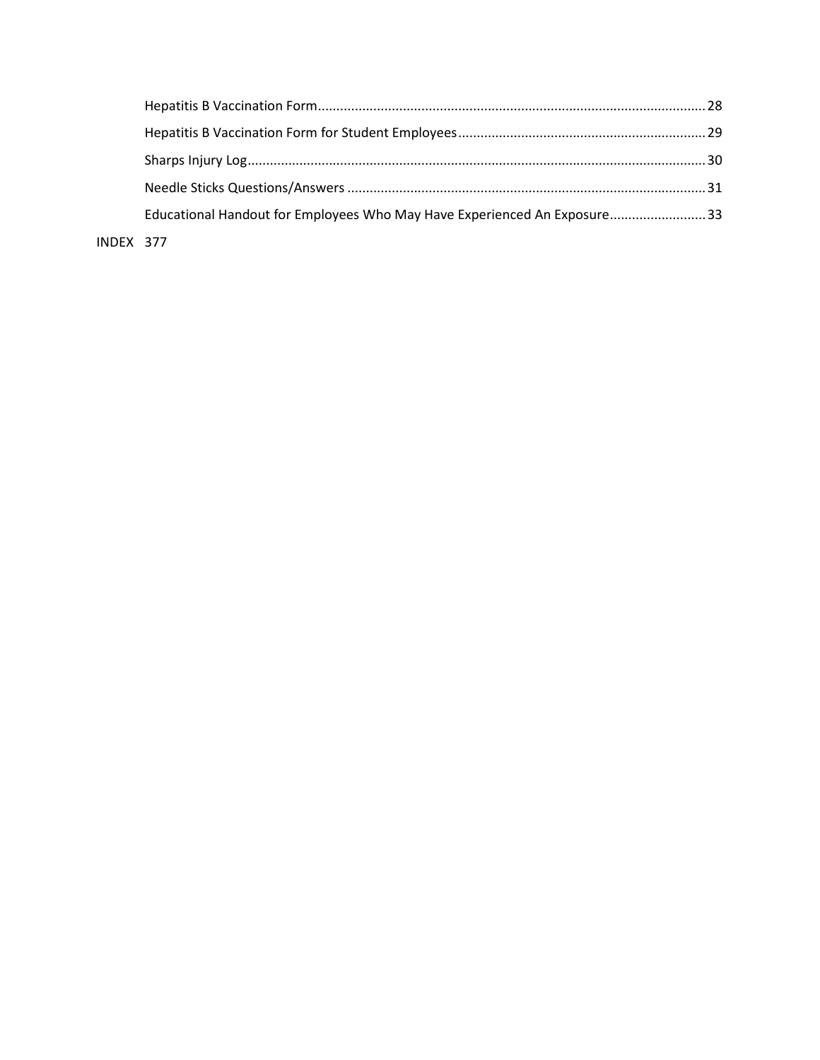Hepatitis B Vaccination Form.......................................................................................................28

Hepatitis B Vaccination Form for Student Employees...................................................................29

Sharps Injury Log...........................................................................................................................30

Needle Sticks Questions/Answers .................................................................................................31

Educational Handout for Employees Who May Have Experienced An Exposure..........................33

INDEX 377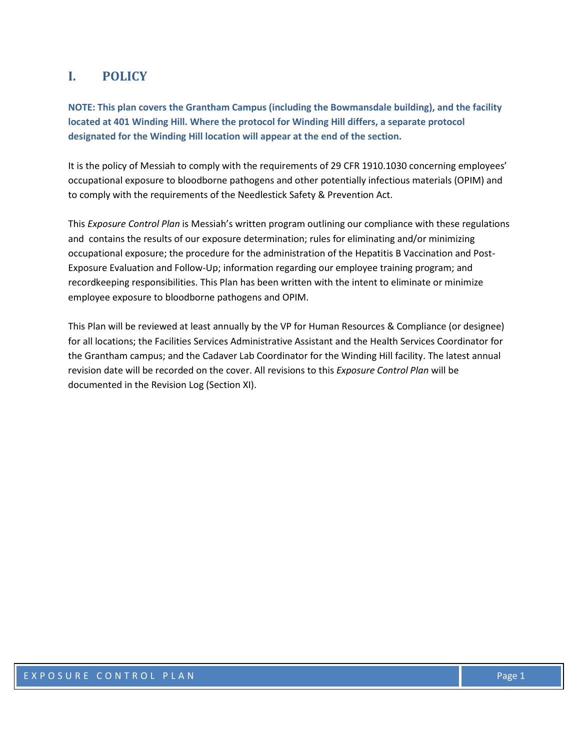# I. POLICY

**NOTE: This plan covers the Grantham Campus (including the Bowmansdale building), and the facility located at 401 Winding Hill. Where the protocol for Winding Hill differs, a separate protocol designated for the Winding Hill location will appear at the end of the section.**

It is the policy of Messiah to comply with the requirements of 29 CFR 1910.1030 concerning employees' occupational exposure to bloodborne pathogens and other potentially infectious materials (OPIM) and to comply with the requirements of the Needlestick Safety & Prevention Act.

This *Exposure Control Plan* is Messiah's written program outlining our compliance with these regulations and contains the results of our exposure determination; rules for eliminating and/or minimizing occupational exposure; the procedure for the administration of the Hepatitis B Vaccination and Post-Exposure Evaluation and Follow-Up; information regarding our employee training program; and recordkeeping responsibilities. This Plan has been written with the intent to eliminate or minimize employee exposure to bloodborne pathogens and OPIM.

This Plan will be reviewed at least annually by the VP for Human Resources & Compliance (or designee) for all locations; the Facilities Services Administrative Assistant and the Health Services Coordinator for the Grantham campus; and the Cadaver Lab Coordinator for the Winding Hill facility. The latest annual revision date will be recorded on the cover. All revisions to this *Exposure Control Plan* will be documented in the Revision Log (Section XI).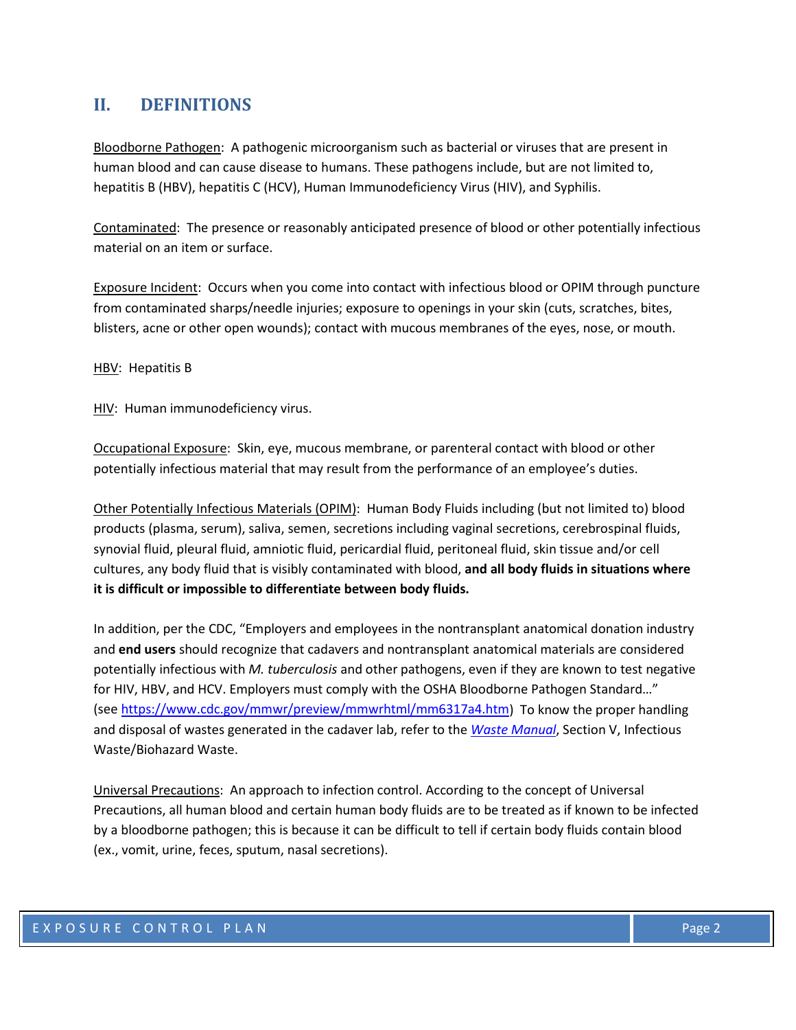## II. DEFINITIONS

Bloodborne Pathogen: A pathogenic microorganism such as bacterial or viruses that are present in human blood and can cause disease to humans. These pathogens include, but are not limited to, hepatitis B (HBV), hepatitis C (HCV), Human Immunodeficiency Virus (HIV), and Syphilis.

Contaminated: The presence or reasonably anticipated presence of blood or other potentially infectious material on an item or surface.

Exposure Incident: Occurs when you come into contact with infectious blood or OPIM through puncture from contaminated sharps/needle injuries; exposure to openings in your skin (cuts, scratches, bites, blisters, acne or other open wounds); contact with mucous membranes of the eyes, nose, or mouth.

HBV: Hepatitis B

HIV: Human immunodeficiency virus.

Occupational Exposure: Skin, eye, mucous membrane, or parenteral contact with blood or other potentially infectious material that may result from the performance of an employee's duties.

Other Potentially Infectious Materials (OPIM): Human Body Fluids including (but not limited to) blood products (plasma, serum), saliva, semen, secretions including vaginal secretions, cerebrospinal fluids, synovial fluid, pleural fluid, amniotic fluid, pericardial fluid, peritoneal fluid, skin tissue and/or cell cultures, any body fluid that is visibly contaminated with blood, **and all body fluids in situations where it is difficult or impossible to differentiate between body fluids.**

In addition, per the CDC, "Employers and employees in the nontransplant anatomical donation industry and **end users** should recognize that cadavers and nontransplant anatomical materials are considered potentially infectious with *M. tuberculosis* and other pathogens, even if they are known to test negative for HIV, HBV, and HCV. Employers must comply with the OSHA Bloodborne Pathogen Standard…" (see https://www.cdc.gov/mmwr/preview/mmwrhtml/mm6317a4.htm) To know the proper handling and disposal of wastes generated in the cadaver lab, refer to the *Waste Manual*, Section V, Infectious Waste/Biohazard Waste.

Universal Precautions: An approach to infection control. According to the concept of Universal Precautions, all human blood and certain human body fluids are to be treated as if known to be infected by a bloodborne pathogen; this is because it can be difficult to tell if certain body fluids contain blood (ex., vomit, urine, feces, sputum, nasal secretions).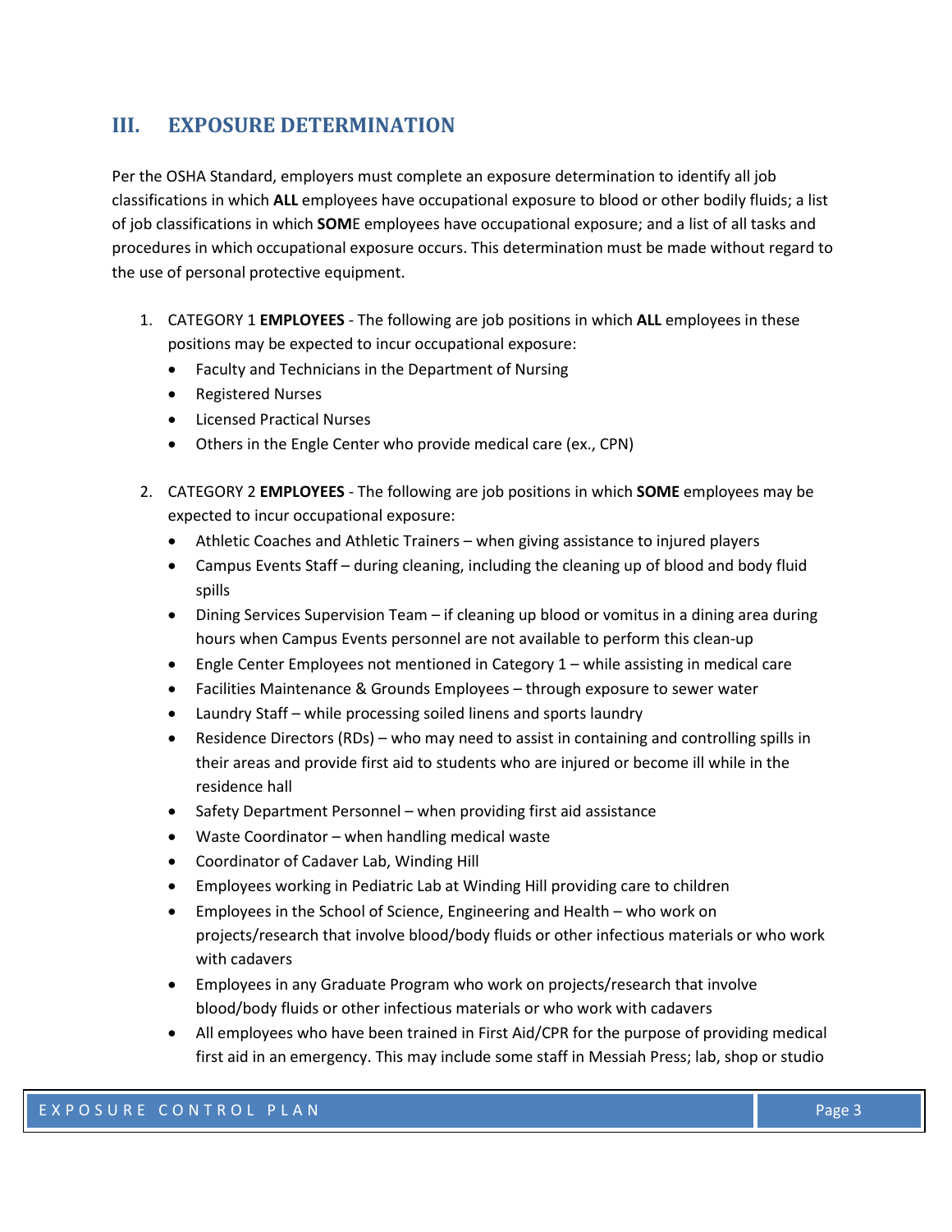## III. EXPOSURE DETERMINATION

Per the OSHA Standard, employers must complete an exposure determination to identify all job classifications in which **ALL** employees have occupational exposure to blood or other bodily fluids; a list of job classifications in which **SOM**E employees have occupational exposure; and a list of all tasks and procedures in which occupational exposure occurs. This determination must be made without regard to the use of personal protective equipment.

1. CATEGORY 1 **EMPLOYEES** - The following are job positions in which **ALL** employees in these positions may be expected to incur occupational exposure:
   - Faculty and Technicians in the Department of Nursing
   - Registered Nurses
   - Licensed Practical Nurses
   - Others in the Engle Center who provide medical care (ex., CPN)

2. CATEGORY 2 **EMPLOYEES** - The following are job positions in which **SOME** employees may be expected to incur occupational exposure:
   - Athletic Coaches and Athletic Trainers – when giving assistance to injured players
   - Campus Events Staff – during cleaning, including the cleaning up of blood and body fluid spills
   - Dining Services Supervision Team – if cleaning up blood or vomitus in a dining area during hours when Campus Events personnel are not available to perform this clean-up
   - Engle Center Employees not mentioned in Category 1 – while assisting in medical care
   - Facilities Maintenance & Grounds Employees – through exposure to sewer water
   - Laundry Staff – while processing soiled linens and sports laundry
   - Residence Directors (RDs) – who may need to assist in containing and controlling spills in their areas and provide first aid to students who are injured or become ill while in the residence hall
   - Safety Department Personnel – when providing first aid assistance
   - Waste Coordinator – when handling medical waste
   - Coordinator of Cadaver Lab, Winding Hill
   - Employees working in Pediatric Lab at Winding Hill providing care to children
   - Employees in the School of Science, Engineering and Health – who work on projects/research that involve blood/body fluids or other infectious materials or who work with cadavers
   - Employees in any Graduate Program who work on projects/research that involve blood/body fluids or other infectious materials or who work with cadavers
   - All employees who have been trained in First Aid/CPR for the purpose of providing medical first aid in an emergency. This may include some staff in Messiah Press; lab, shop or studio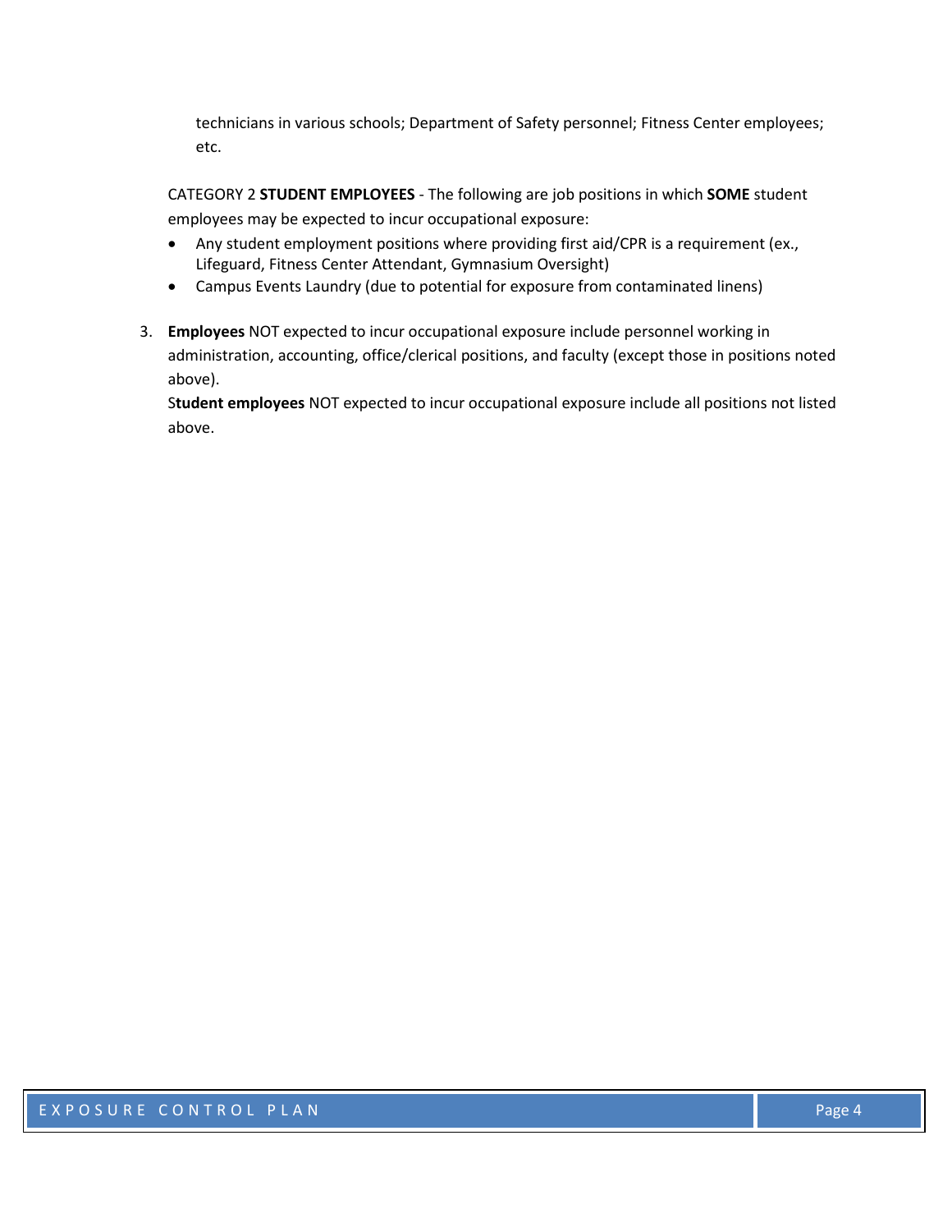technicians in various schools; Department of Safety personnel; Fitness Center employees; etc.

CATEGORY 2 **STUDENT EMPLOYEES** - The following are job positions in which **SOME** student employees may be expected to incur occupational exposure:

- Any student employment positions where providing first aid/CPR is a requirement (ex., Lifeguard, Fitness Center Attendant, Gymnasium Oversight)
- Campus Events Laundry (due to potential for exposure from contaminated linens)

3. **Employees** NOT expected to incur occupational exposure include personnel working in administration, accounting, office/clerical positions, and faculty (except those in positions noted above).

   S**tudent employees** NOT expected to incur occupational exposure include all positions not listed above.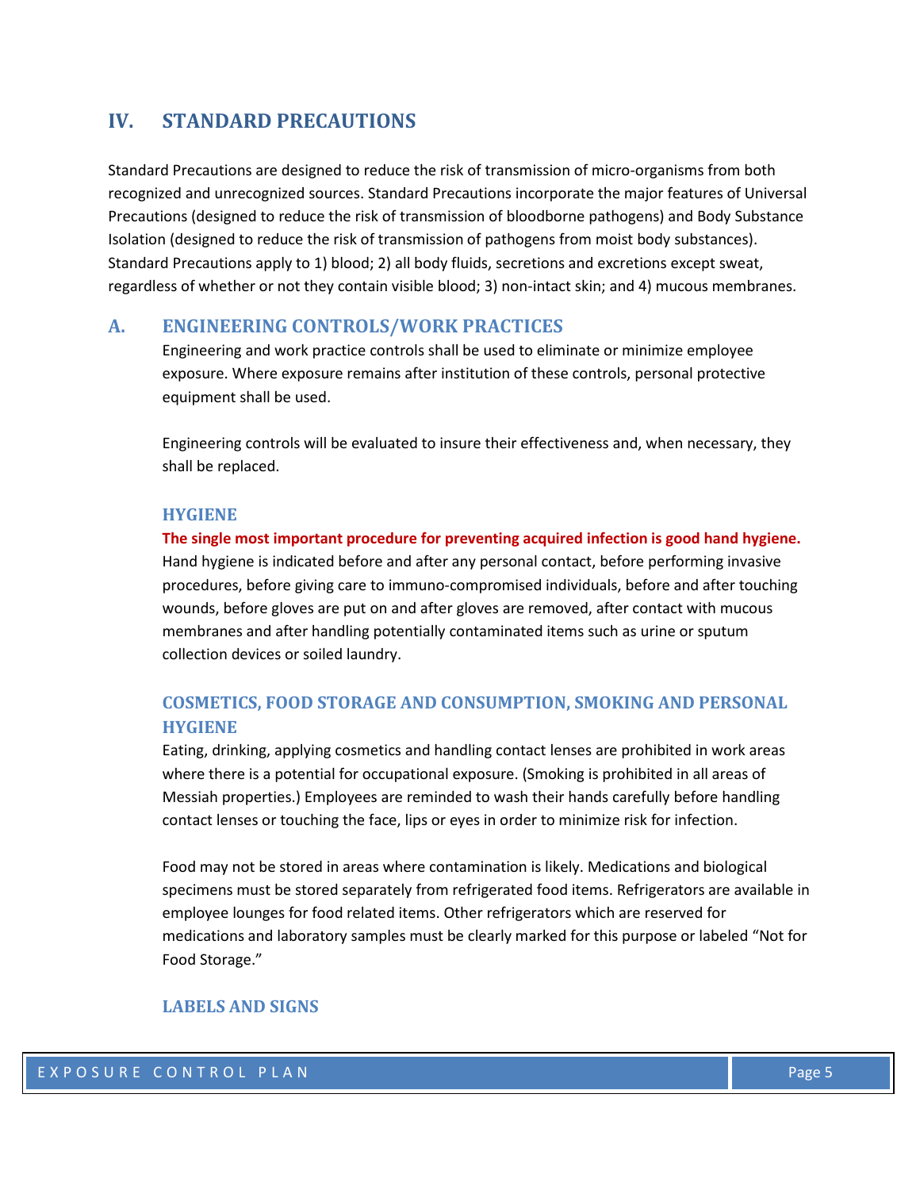# IV. STANDARD PRECAUTIONS

Standard Precautions are designed to reduce the risk of transmission of micro-organisms from both recognized and unrecognized sources. Standard Precautions incorporate the major features of Universal Precautions (designed to reduce the risk of transmission of bloodborne pathogens) and Body Substance Isolation (designed to reduce the risk of transmission of pathogens from moist body substances). Standard Precautions apply to 1) blood; 2) all body fluids, secretions and excretions except sweat, regardless of whether or not they contain visible blood; 3) non-intact skin; and 4) mucous membranes.

## A. ENGINEERING CONTROLS/WORK PRACTICES

Engineering and work practice controls shall be used to eliminate or minimize employee exposure. Where exposure remains after institution of these controls, personal protective equipment shall be used.

Engineering controls will be evaluated to insure their effectiveness and, when necessary, they shall be replaced.

### HYGIENE

**The single most important procedure for preventing acquired infection is good hand hygiene.** Hand hygiene is indicated before and after any personal contact, before performing invasive procedures, before giving care to immuno-compromised individuals, before and after touching wounds, before gloves are put on and after gloves are removed, after contact with mucous membranes and after handling potentially contaminated items such as urine or sputum collection devices or soiled laundry.

### COSMETICS, FOOD STORAGE AND CONSUMPTION, SMOKING AND PERSONAL HYGIENE

Eating, drinking, applying cosmetics and handling contact lenses are prohibited in work areas where there is a potential for occupational exposure. (Smoking is prohibited in all areas of Messiah properties.) Employees are reminded to wash their hands carefully before handling contact lenses or touching the face, lips or eyes in order to minimize risk for infection.

Food may not be stored in areas where contamination is likely. Medications and biological specimens must be stored separately from refrigerated food items. Refrigerators are available in employee lounges for food related items. Other refrigerators which are reserved for medications and laboratory samples must be clearly marked for this purpose or labeled "Not for Food Storage."

### LABELS AND SIGNS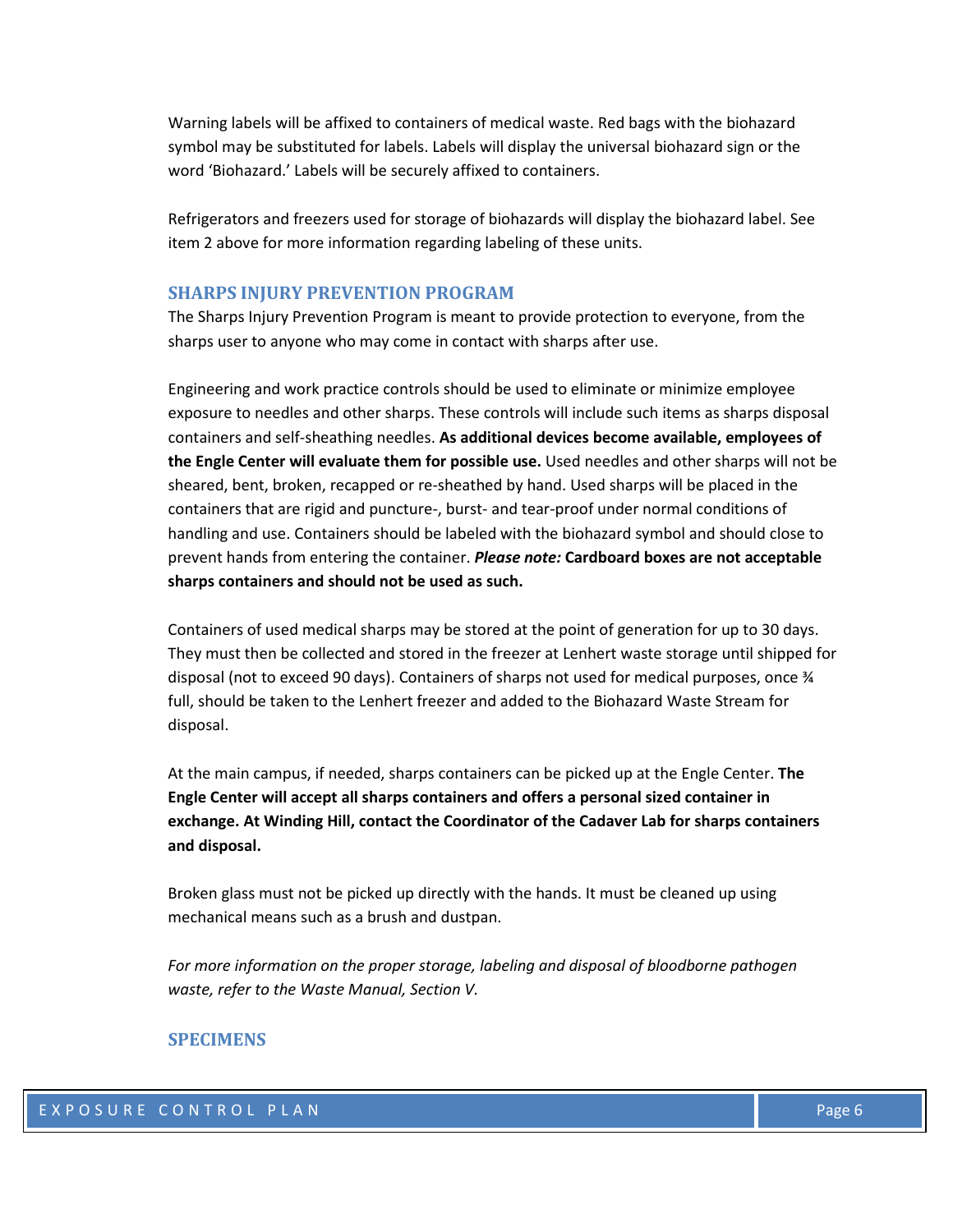Warning labels will be affixed to containers of medical waste. Red bags with the biohazard symbol may be substituted for labels. Labels will display the universal biohazard sign or the word 'Biohazard.' Labels will be securely affixed to containers.

Refrigerators and freezers used for storage of biohazards will display the biohazard label. See item 2 above for more information regarding labeling of these units.

## SHARPS INJURY PREVENTION PROGRAM

The Sharps Injury Prevention Program is meant to provide protection to everyone, from the sharps user to anyone who may come in contact with sharps after use.

Engineering and work practice controls should be used to eliminate or minimize employee exposure to needles and other sharps. These controls will include such items as sharps disposal containers and self-sheathing needles. **As additional devices become available, employees of the Engle Center will evaluate them for possible use.** Used needles and other sharps will not be sheared, bent, broken, recapped or re-sheathed by hand. Used sharps will be placed in the containers that are rigid and puncture-, burst- and tear-proof under normal conditions of handling and use. Containers should be labeled with the biohazard symbol and should close to prevent hands from entering the container. ***Please note:*** **Cardboard boxes are not acceptable sharps containers and should not be used as such.**

Containers of used medical sharps may be stored at the point of generation for up to 30 days. They must then be collected and stored in the freezer at Lenhert waste storage until shipped for disposal (not to exceed 90 days). Containers of sharps not used for medical purposes, once ¾ full, should be taken to the Lenhert freezer and added to the Biohazard Waste Stream for disposal.

At the main campus, if needed, sharps containers can be picked up at the Engle Center. **The Engle Center will accept all sharps containers and offers a personal sized container in exchange. At Winding Hill, contact the Coordinator of the Cadaver Lab for sharps containers and disposal.**

Broken glass must not be picked up directly with the hands. It must be cleaned up using mechanical means such as a brush and dustpan.

*For more information on the proper storage, labeling and disposal of bloodborne pathogen waste, refer to the Waste Manual, Section V.*

## SPECIMENS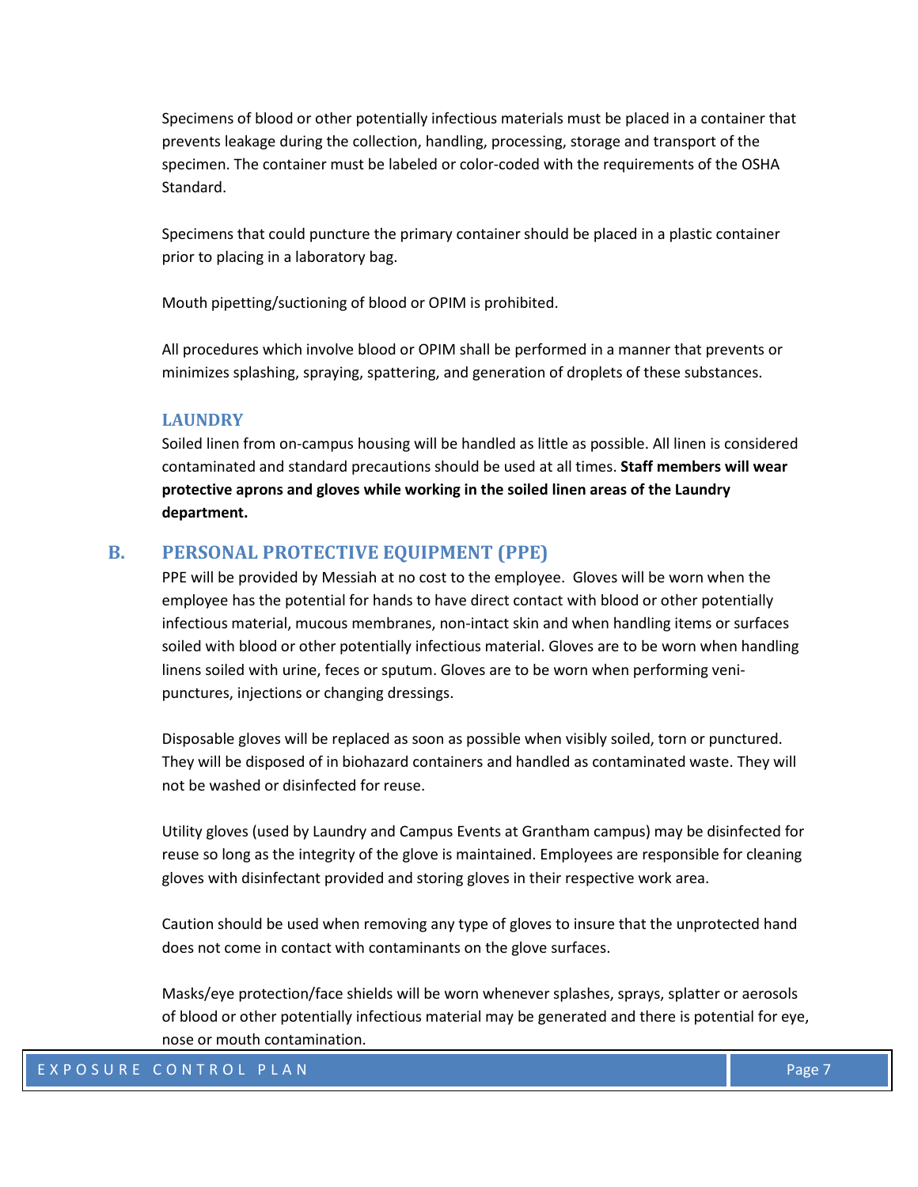Specimens of blood or other potentially infectious materials must be placed in a container that prevents leakage during the collection, handling, processing, storage and transport of the specimen. The container must be labeled or color-coded with the requirements of the OSHA Standard.

Specimens that could puncture the primary container should be placed in a plastic container prior to placing in a laboratory bag.

Mouth pipetting/suctioning of blood or OPIM is prohibited.

All procedures which involve blood or OPIM shall be performed in a manner that prevents or minimizes splashing, spraying, spattering, and generation of droplets of these substances.

### LAUNDRY

Soiled linen from on-campus housing will be handled as little as possible. All linen is considered contaminated and standard precautions should be used at all times. **Staff members will wear protective aprons and gloves while working in the soiled linen areas of the Laundry department.**

## B. PERSONAL PROTECTIVE EQUIPMENT (PPE)

PPE will be provided by Messiah at no cost to the employee. Gloves will be worn when the employee has the potential for hands to have direct contact with blood or other potentially infectious material, mucous membranes, non-intact skin and when handling items or surfaces soiled with blood or other potentially infectious material. Gloves are to be worn when handling linens soiled with urine, feces or sputum. Gloves are to be worn when performing veni-punctures, injections or changing dressings.

Disposable gloves will be replaced as soon as possible when visibly soiled, torn or punctured. They will be disposed of in biohazard containers and handled as contaminated waste. They will not be washed or disinfected for reuse.

Utility gloves (used by Laundry and Campus Events at Grantham campus) may be disinfected for reuse so long as the integrity of the glove is maintained. Employees are responsible for cleaning gloves with disinfectant provided and storing gloves in their respective work area.

Caution should be used when removing any type of gloves to insure that the unprotected hand does not come in contact with contaminants on the glove surfaces.

Masks/eye protection/face shields will be worn whenever splashes, sprays, splatter or aerosols of blood or other potentially infectious material may be generated and there is potential for eye, nose or mouth contamination.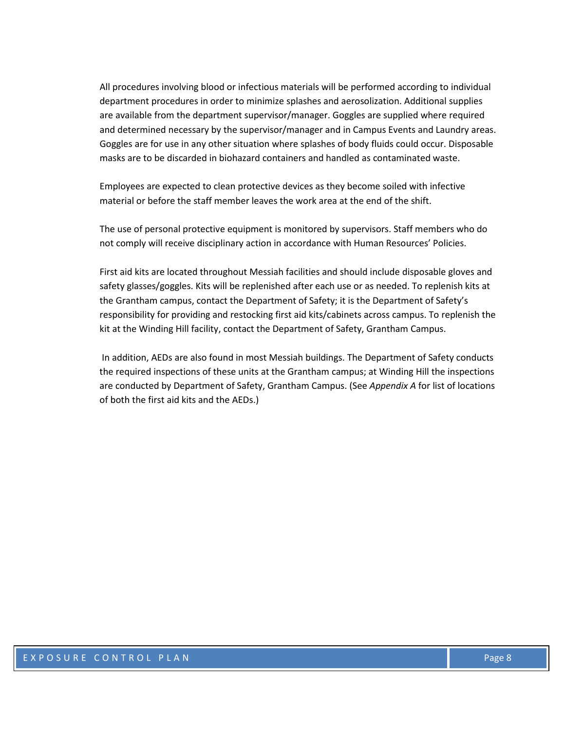All procedures involving blood or infectious materials will be performed according to individual department procedures in order to minimize splashes and aerosolization. Additional supplies are available from the department supervisor/manager. Goggles are supplied where required and determined necessary by the supervisor/manager and in Campus Events and Laundry areas. Goggles are for use in any other situation where splashes of body fluids could occur. Disposable masks are to be discarded in biohazard containers and handled as contaminated waste.

Employees are expected to clean protective devices as they become soiled with infective material or before the staff member leaves the work area at the end of the shift.

The use of personal protective equipment is monitored by supervisors. Staff members who do not comply will receive disciplinary action in accordance with Human Resources' Policies.

First aid kits are located throughout Messiah facilities and should include disposable gloves and safety glasses/goggles. Kits will be replenished after each use or as needed. To replenish kits at the Grantham campus, contact the Department of Safety; it is the Department of Safety's responsibility for providing and restocking first aid kits/cabinets across campus. To replenish the kit at the Winding Hill facility, contact the Department of Safety, Grantham Campus.

In addition, AEDs are also found in most Messiah buildings. The Department of Safety conducts the required inspections of these units at the Grantham campus; at Winding Hill the inspections are conducted by Department of Safety, Grantham Campus. (See *Appendix A* for list of locations of both the first aid kits and the AEDs.)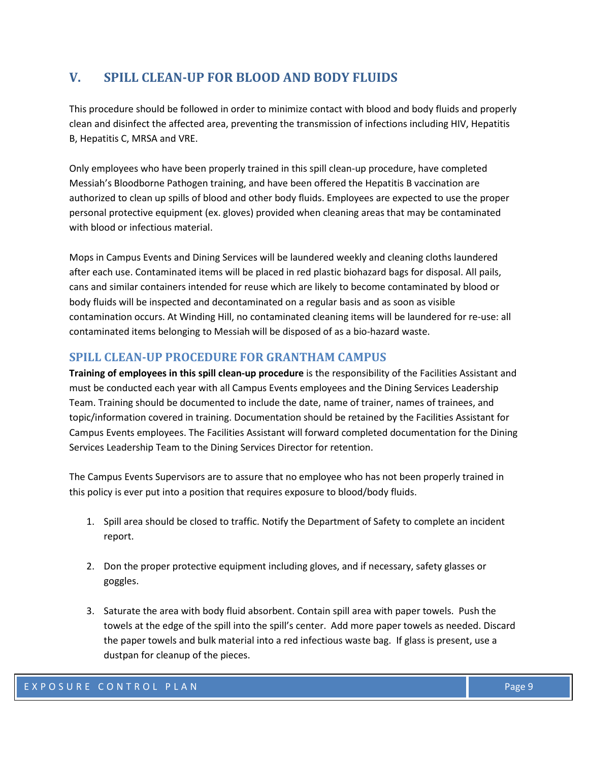## V. SPILL CLEAN-UP FOR BLOOD AND BODY FLUIDS

This procedure should be followed in order to minimize contact with blood and body fluids and properly clean and disinfect the affected area, preventing the transmission of infections including HIV, Hepatitis B, Hepatitis C, MRSA and VRE.

Only employees who have been properly trained in this spill clean-up procedure, have completed Messiah's Bloodborne Pathogen training, and have been offered the Hepatitis B vaccination are authorized to clean up spills of blood and other body fluids. Employees are expected to use the proper personal protective equipment (ex. gloves) provided when cleaning areas that may be contaminated with blood or infectious material.

Mops in Campus Events and Dining Services will be laundered weekly and cleaning cloths laundered after each use. Contaminated items will be placed in red plastic biohazard bags for disposal. All pails, cans and similar containers intended for reuse which are likely to become contaminated by blood or body fluids will be inspected and decontaminated on a regular basis and as soon as visible contamination occurs. At Winding Hill, no contaminated cleaning items will be laundered for re-use: all contaminated items belonging to Messiah will be disposed of as a bio-hazard waste.

### SPILL CLEAN-UP PROCEDURE FOR GRANTHAM CAMPUS

**Training of employees in this spill clean-up procedure** is the responsibility of the Facilities Assistant and must be conducted each year with all Campus Events employees and the Dining Services Leadership Team. Training should be documented to include the date, name of trainer, names of trainees, and topic/information covered in training. Documentation should be retained by the Facilities Assistant for Campus Events employees. The Facilities Assistant will forward completed documentation for the Dining Services Leadership Team to the Dining Services Director for retention.

The Campus Events Supervisors are to assure that no employee who has not been properly trained in this policy is ever put into a position that requires exposure to blood/body fluids.

1. Spill area should be closed to traffic. Notify the Department of Safety to complete an incident report.

2. Don the proper protective equipment including gloves, and if necessary, safety glasses or goggles.

3. Saturate the area with body fluid absorbent. Contain spill area with paper towels. Push the towels at the edge of the spill into the spill's center. Add more paper towels as needed. Discard the paper towels and bulk material into a red infectious waste bag. If glass is present, use a dustpan for cleanup of the pieces.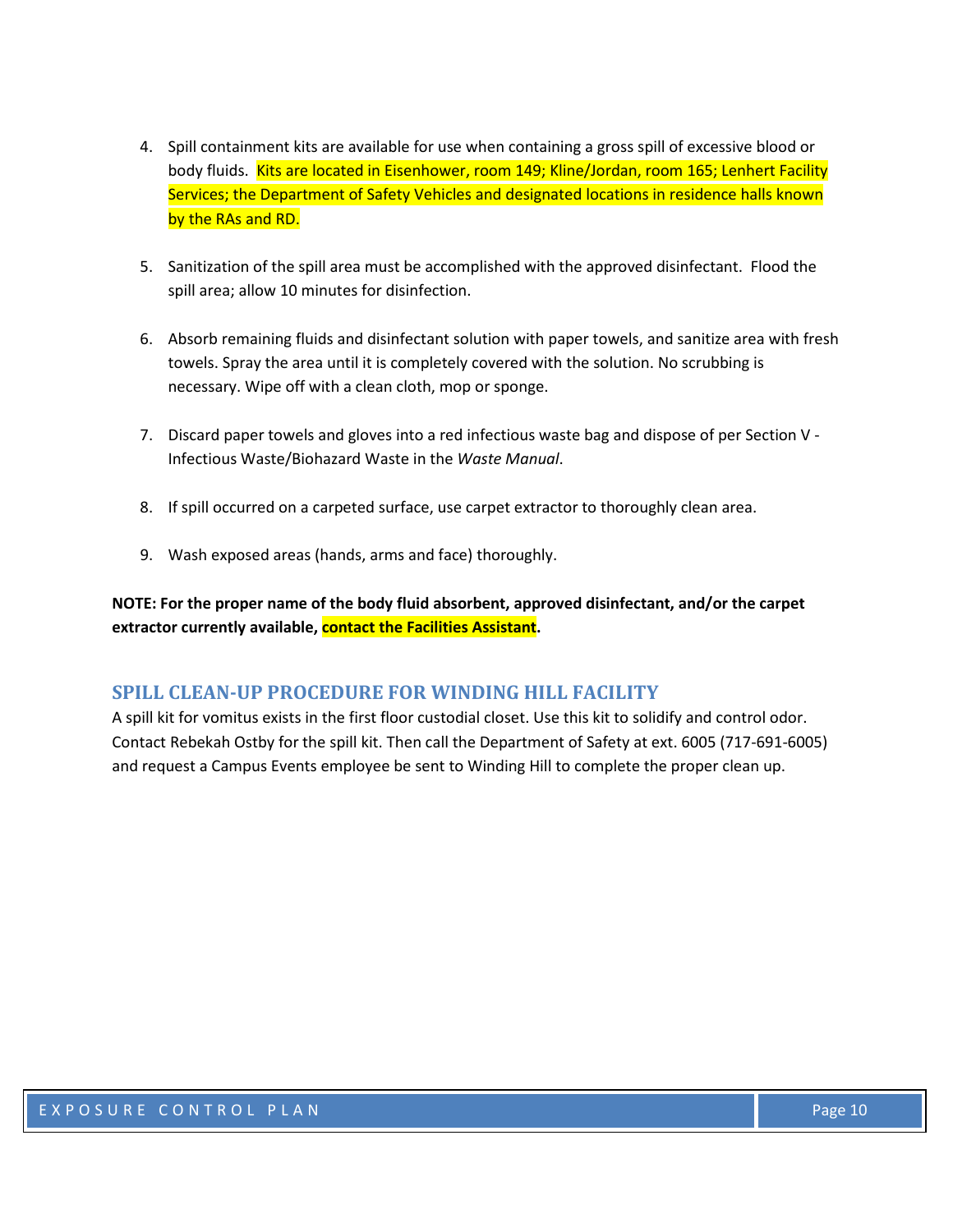4. Spill containment kits are available for use when containing a gross spill of excessive blood or body fluids. Kits are located in Eisenhower, room 149; Kline/Jordan, room 165; Lenhert Facility Services; the Department of Safety Vehicles and designated locations in residence halls known by the RAs and RD.

5. Sanitization of the spill area must be accomplished with the approved disinfectant. Flood the spill area; allow 10 minutes for disinfection.

6. Absorb remaining fluids and disinfectant solution with paper towels, and sanitize area with fresh towels. Spray the area until it is completely covered with the solution. No scrubbing is necessary. Wipe off with a clean cloth, mop or sponge.

7. Discard paper towels and gloves into a red infectious waste bag and dispose of per Section V - Infectious Waste/Biohazard Waste in the *Waste Manual*.

8. If spill occurred on a carpeted surface, use carpet extractor to thoroughly clean area.

9. Wash exposed areas (hands, arms and face) thoroughly.

**NOTE: For the proper name of the body fluid absorbent, approved disinfectant, and/or the carpet extractor currently available, contact the Facilities Assistant.**

## SPILL CLEAN-UP PROCEDURE FOR WINDING HILL FACILITY

A spill kit for vomitus exists in the first floor custodial closet. Use this kit to solidify and control odor. Contact Rebekah Ostby for the spill kit. Then call the Department of Safety at ext. 6005 (717-691-6005) and request a Campus Events employee be sent to Winding Hill to complete the proper clean up.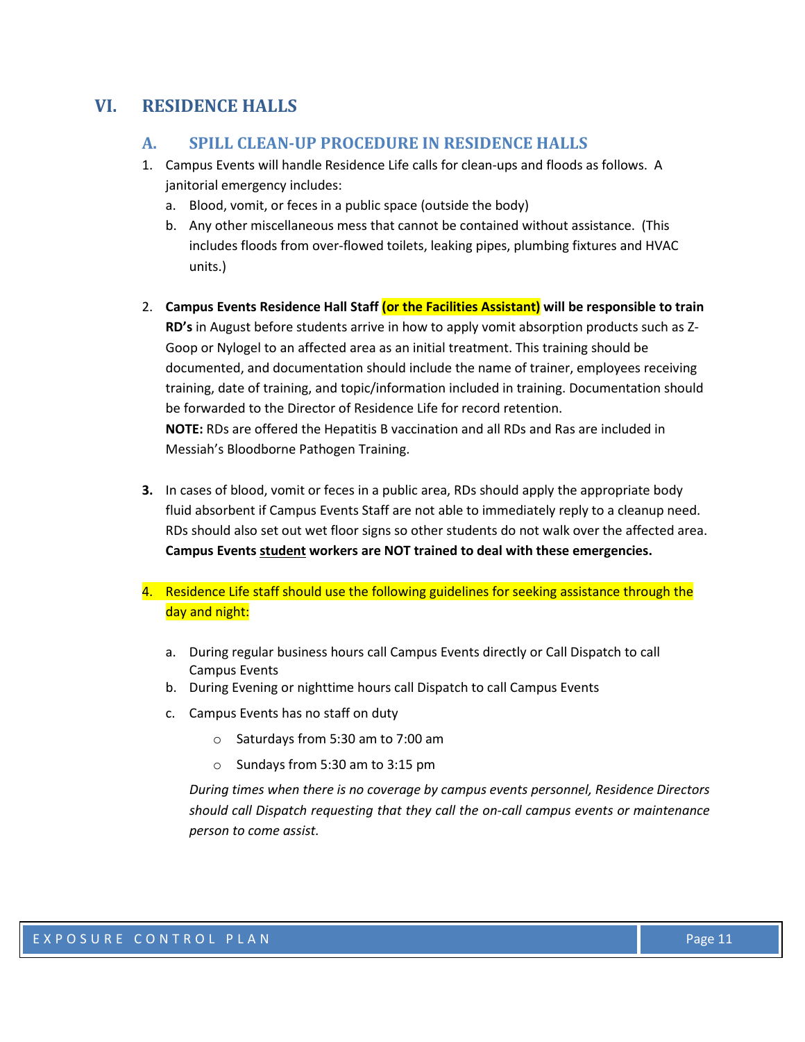# VI. RESIDENCE HALLS

## A. SPILL CLEAN-UP PROCEDURE IN RESIDENCE HALLS

1. Campus Events will handle Residence Life calls for clean-ups and floods as follows. A janitorial emergency includes:
   a. Blood, vomit, or feces in a public space (outside the body)
   b. Any other miscellaneous mess that cannot be contained without assistance. (This includes floods from over-flowed toilets, leaking pipes, plumbing fixtures and HVAC units.)

2. **Campus Events Residence Hall Staff (or the Facilities Assistant) will be responsible to train RD's** in August before students arrive in how to apply vomit absorption products such as Z-Goop or Nylogel to an affected area as an initial treatment. This training should be documented, and documentation should include the name of trainer, employees receiving training, date of training, and topic/information included in training. Documentation should be forwarded to the Director of Residence Life for record retention.
   **NOTE:** RDs are offered the Hepatitis B vaccination and all RDs and Ras are included in Messiah's Bloodborne Pathogen Training.

3. In cases of blood, vomit or feces in a public area, RDs should apply the appropriate body fluid absorbent if Campus Events Staff are not able to immediately reply to a cleanup need. RDs should also set out wet floor signs so other students do not walk over the affected area. **Campus Events <u>student</u> workers are NOT trained to deal with these emergencies.**

4. Residence Life staff should use the following guidelines for seeking assistance through the day and night:

   a. During regular business hours call Campus Events directly or Call Dispatch to call Campus Events
   b. During Evening or nighttime hours call Dispatch to call Campus Events
   c. Campus Events has no staff on duty
      - Saturdays from 5:30 am to 7:00 am
      - Sundays from 5:30 am to 3:15 pm

   *During times when there is no coverage by campus events personnel, Residence Directors should call Dispatch requesting that they call the on-call campus events or maintenance person to come assist.*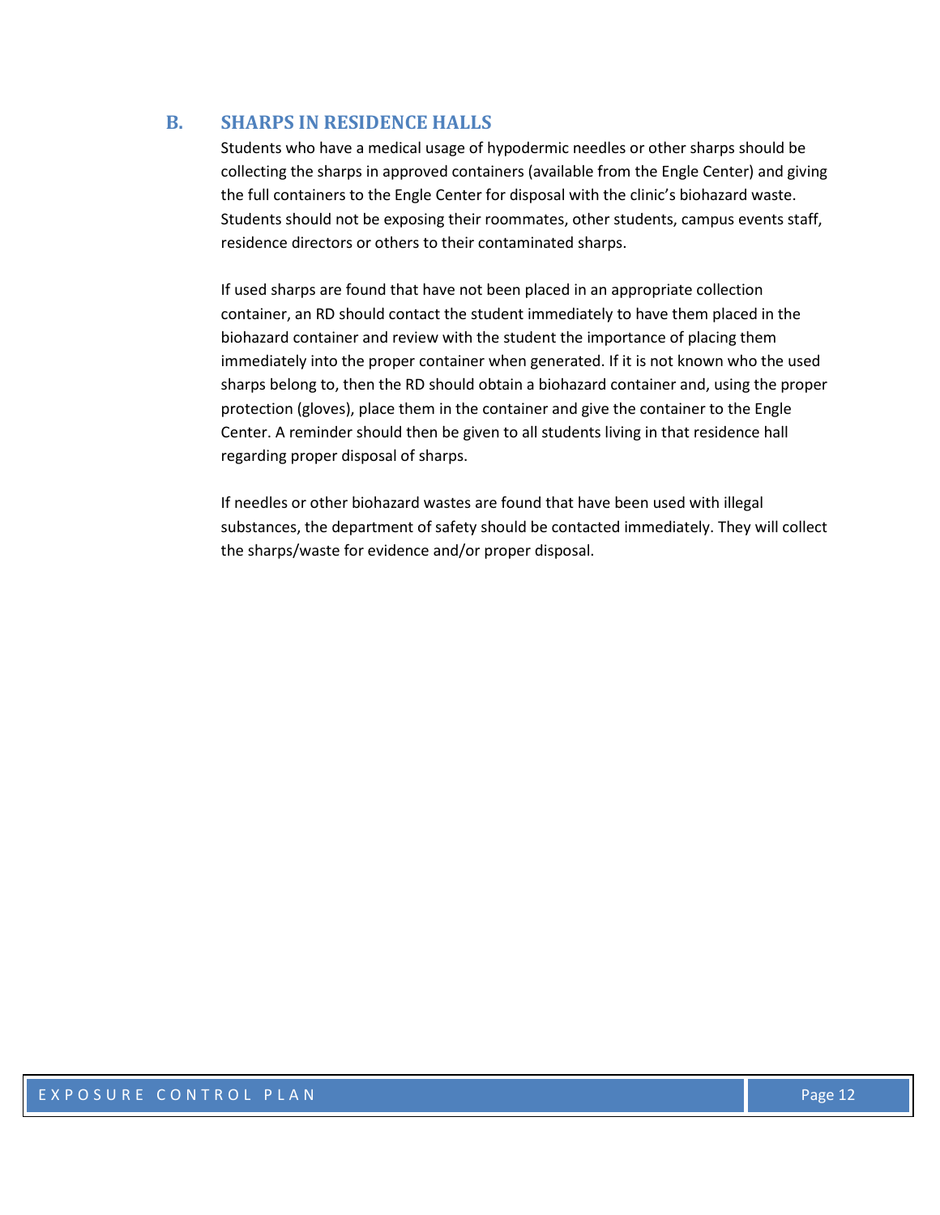## B. SHARPS IN RESIDENCE HALLS

Students who have a medical usage of hypodermic needles or other sharps should be collecting the sharps in approved containers (available from the Engle Center) and giving the full containers to the Engle Center for disposal with the clinic's biohazard waste. Students should not be exposing their roommates, other students, campus events staff, residence directors or others to their contaminated sharps.

If used sharps are found that have not been placed in an appropriate collection container, an RD should contact the student immediately to have them placed in the biohazard container and review with the student the importance of placing them immediately into the proper container when generated. If it is not known who the used sharps belong to, then the RD should obtain a biohazard container and, using the proper protection (gloves), place them in the container and give the container to the Engle Center. A reminder should then be given to all students living in that residence hall regarding proper disposal of sharps.

If needles or other biohazard wastes are found that have been used with illegal substances, the department of safety should be contacted immediately. They will collect the sharps/waste for evidence and/or proper disposal.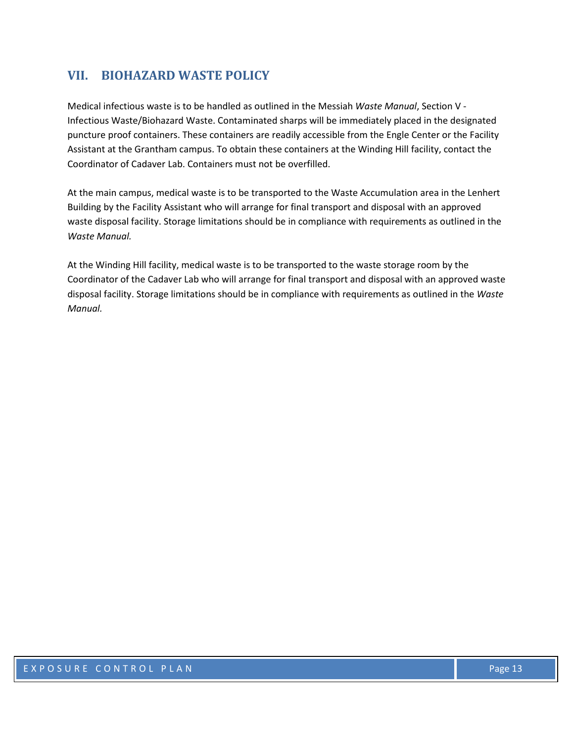## VII. BIOHAZARD WASTE POLICY

Medical infectious waste is to be handled as outlined in the Messiah *Waste Manual*, Section V - Infectious Waste/Biohazard Waste. Contaminated sharps will be immediately placed in the designated puncture proof containers. These containers are readily accessible from the Engle Center or the Facility Assistant at the Grantham campus. To obtain these containers at the Winding Hill facility, contact the Coordinator of Cadaver Lab. Containers must not be overfilled.

At the main campus, medical waste is to be transported to the Waste Accumulation area in the Lenhert Building by the Facility Assistant who will arrange for final transport and disposal with an approved waste disposal facility. Storage limitations should be in compliance with requirements as outlined in the *Waste Manual.*

At the Winding Hill facility, medical waste is to be transported to the waste storage room by the Coordinator of the Cadaver Lab who will arrange for final transport and disposal with an approved waste disposal facility. Storage limitations should be in compliance with requirements as outlined in the *Waste Manual.*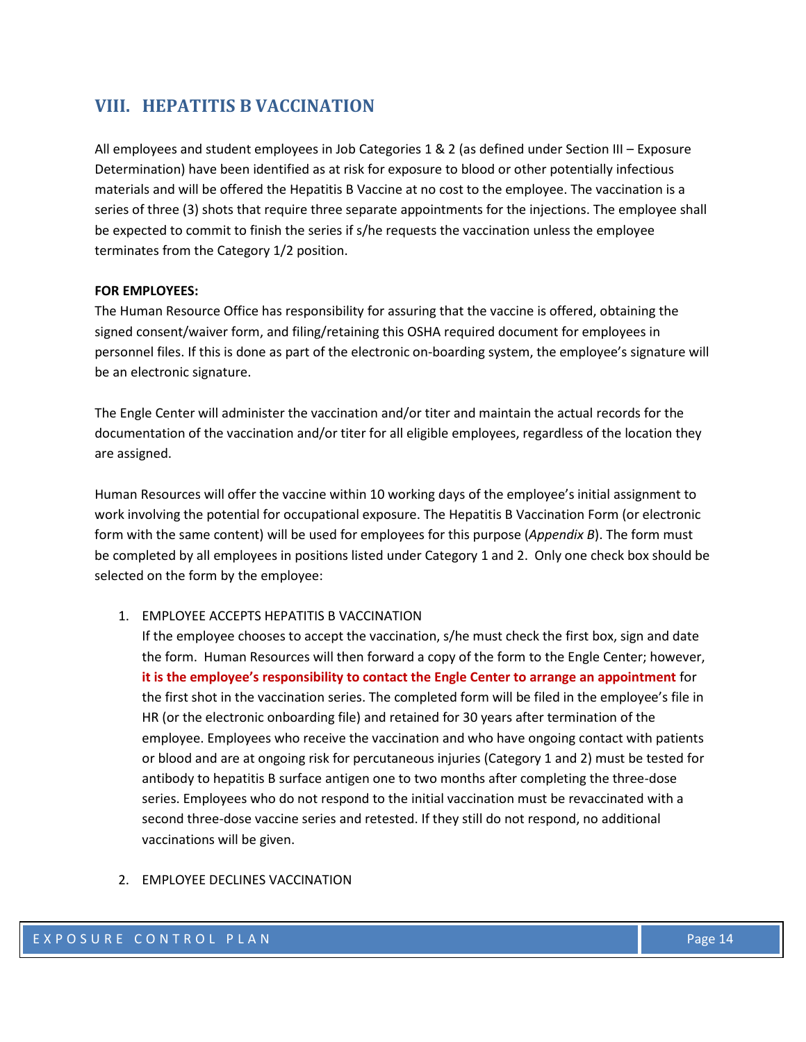## VIII. HEPATITIS B VACCINATION

All employees and student employees in Job Categories 1 & 2 (as defined under Section III – Exposure Determination) have been identified as at risk for exposure to blood or other potentially infectious materials and will be offered the Hepatitis B Vaccine at no cost to the employee. The vaccination is a series of three (3) shots that require three separate appointments for the injections. The employee shall be expected to commit to finish the series if s/he requests the vaccination unless the employee terminates from the Category 1/2 position.

**FOR EMPLOYEES:**

The Human Resource Office has responsibility for assuring that the vaccine is offered, obtaining the signed consent/waiver form, and filing/retaining this OSHA required document for employees in personnel files. If this is done as part of the electronic on-boarding system, the employee's signature will be an electronic signature.

The Engle Center will administer the vaccination and/or titer and maintain the actual records for the documentation of the vaccination and/or titer for all eligible employees, regardless of the location they are assigned.

Human Resources will offer the vaccine within 10 working days of the employee's initial assignment to work involving the potential for occupational exposure. The Hepatitis B Vaccination Form (or electronic form with the same content) will be used for employees for this purpose (*Appendix B*). The form must be completed by all employees in positions listed under Category 1 and 2. Only one check box should be selected on the form by the employee:

1. EMPLOYEE ACCEPTS HEPATITIS B VACCINATION
   If the employee chooses to accept the vaccination, s/he must check the first box, sign and date the form. Human Resources will then forward a copy of the form to the Engle Center; however, **it is the employee's responsibility to contact the Engle Center to arrange an appointment** for the first shot in the vaccination series. The completed form will be filed in the employee's file in HR (or the electronic onboarding file) and retained for 30 years after termination of the employee. Employees who receive the vaccination and who have ongoing contact with patients or blood and are at ongoing risk for percutaneous injuries (Category 1 and 2) must be tested for antibody to hepatitis B surface antigen one to two months after completing the three-dose series. Employees who do not respond to the initial vaccination must be revaccinated with a second three-dose vaccine series and retested. If they still do not respond, no additional vaccinations will be given.

2. EMPLOYEE DECLINES VACCINATION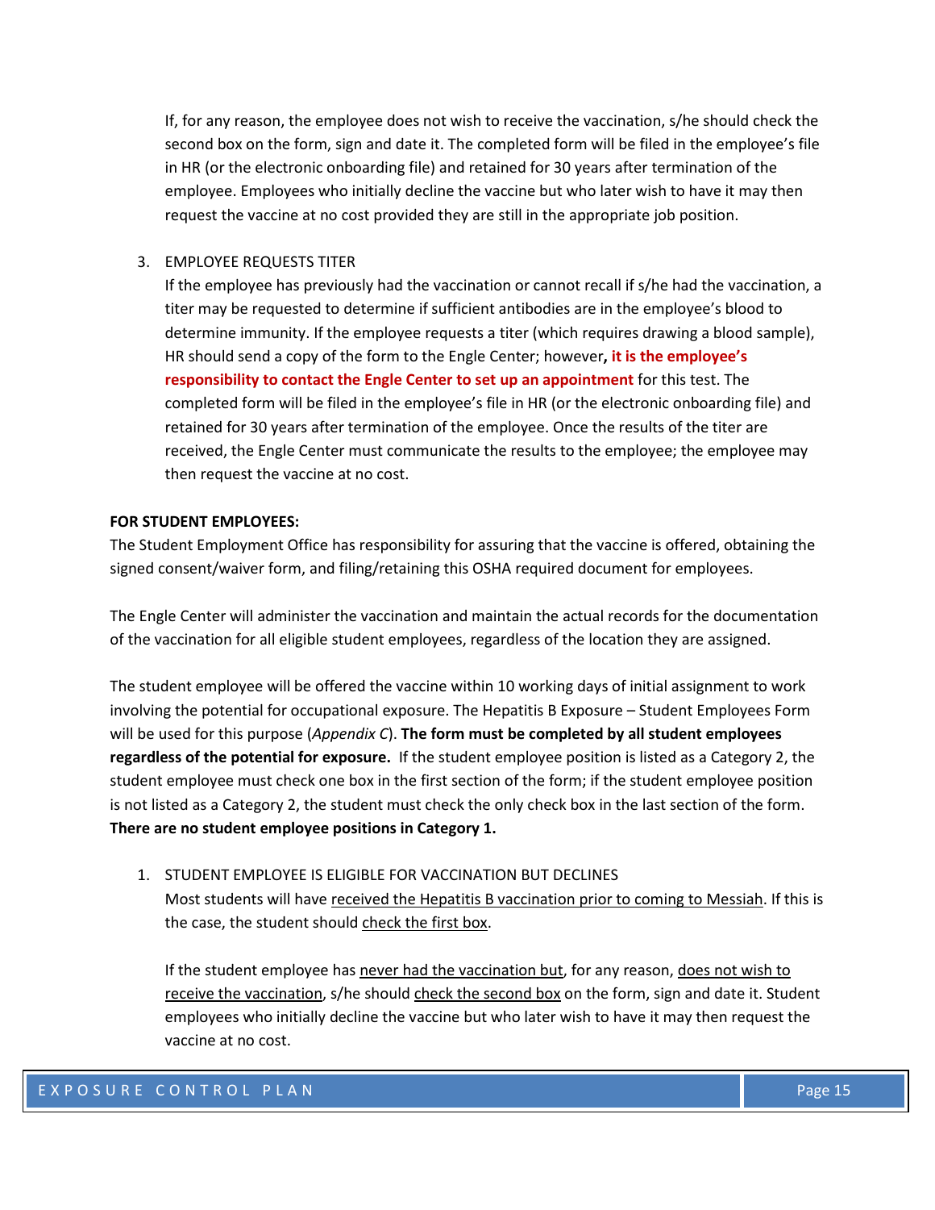If, for any reason, the employee does not wish to receive the vaccination, s/he should check the second box on the form, sign and date it. The completed form will be filed in the employee's file in HR (or the electronic onboarding file) and retained for 30 years after termination of the employee. Employees who initially decline the vaccine but who later wish to have it may then request the vaccine at no cost provided they are still in the appropriate job position.

3. EMPLOYEE REQUESTS TITER
   If the employee has previously had the vaccination or cannot recall if s/he had the vaccination, a titer may be requested to determine if sufficient antibodies are in the employee's blood to determine immunity. If the employee requests a titer (which requires drawing a blood sample), HR should send a copy of the form to the Engle Center; however**, it is the employee's responsibility to contact the Engle Center to set up an appointment** for this test. The completed form will be filed in the employee's file in HR (or the electronic onboarding file) and retained for 30 years after termination of the employee. Once the results of the titer are received, the Engle Center must communicate the results to the employee; the employee may then request the vaccine at no cost.

**FOR STUDENT EMPLOYEES:**

The Student Employment Office has responsibility for assuring that the vaccine is offered, obtaining the signed consent/waiver form, and filing/retaining this OSHA required document for employees.

The Engle Center will administer the vaccination and maintain the actual records for the documentation of the vaccination for all eligible student employees, regardless of the location they are assigned.

The student employee will be offered the vaccine within 10 working days of initial assignment to work involving the potential for occupational exposure. The Hepatitis B Exposure – Student Employees Form will be used for this purpose (*Appendix C*). **The form must be completed by all student employees regardless of the potential for exposure.** If the student employee position is listed as a Category 2, the student employee must check one box in the first section of the form; if the student employee position is not listed as a Category 2, the student must check the only check box in the last section of the form. **There are no student employee positions in Category 1.**

1. STUDENT EMPLOYEE IS ELIGIBLE FOR VACCINATION BUT DECLINES
   Most students will have received the Hepatitis B vaccination prior to coming to Messiah. If this is the case, the student should check the first box.

   If the student employee has never had the vaccination but, for any reason, does not wish to receive the vaccination, s/he should check the second box on the form, sign and date it. Student employees who initially decline the vaccine but who later wish to have it may then request the vaccine at no cost.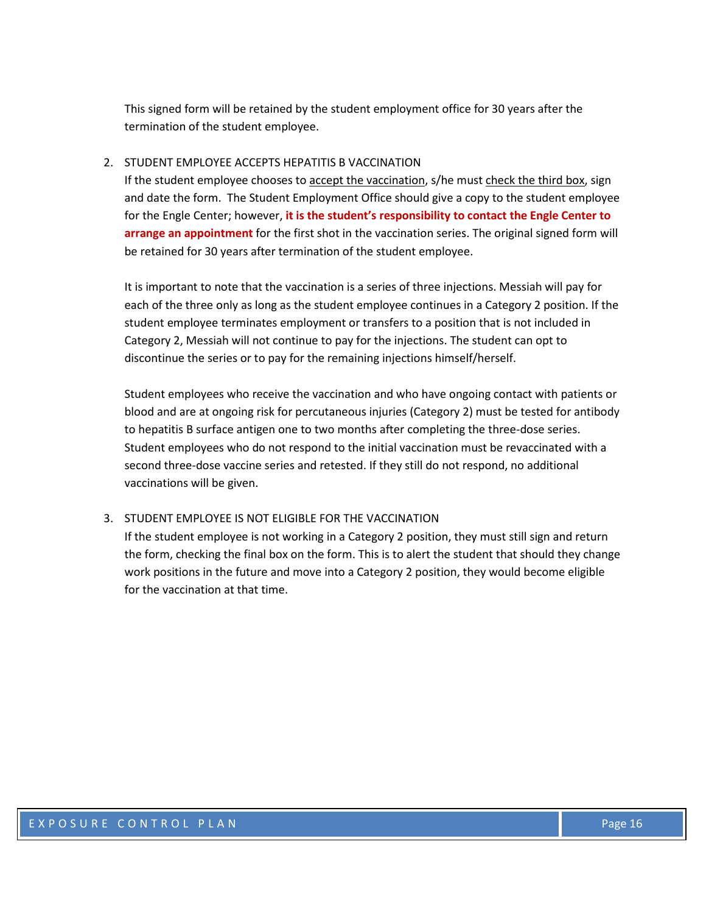This signed form will be retained by the student employment office for 30 years after the termination of the student employee.

2. STUDENT EMPLOYEE ACCEPTS HEPATITIS B VACCINATION

   If the student employee chooses to accept the vaccination, s/he must check the third box, sign and date the form. The Student Employment Office should give a copy to the student employee for the Engle Center; however, **it is the student's responsibility to contact the Engle Center to arrange an appointment** for the first shot in the vaccination series. The original signed form will be retained for 30 years after termination of the student employee.

   It is important to note that the vaccination is a series of three injections. Messiah will pay for each of the three only as long as the student employee continues in a Category 2 position. If the student employee terminates employment or transfers to a position that is not included in Category 2, Messiah will not continue to pay for the injections. The student can opt to discontinue the series or to pay for the remaining injections himself/herself.

   Student employees who receive the vaccination and who have ongoing contact with patients or blood and are at ongoing risk for percutaneous injuries (Category 2) must be tested for antibody to hepatitis B surface antigen one to two months after completing the three-dose series. Student employees who do not respond to the initial vaccination must be revaccinated with a second three-dose vaccine series and retested. If they still do not respond, no additional vaccinations will be given.

3. STUDENT EMPLOYEE IS NOT ELIGIBLE FOR THE VACCINATION

   If the student employee is not working in a Category 2 position, they must still sign and return the form, checking the final box on the form. This is to alert the student that should they change work positions in the future and move into a Category 2 position, they would become eligible for the vaccination at that time.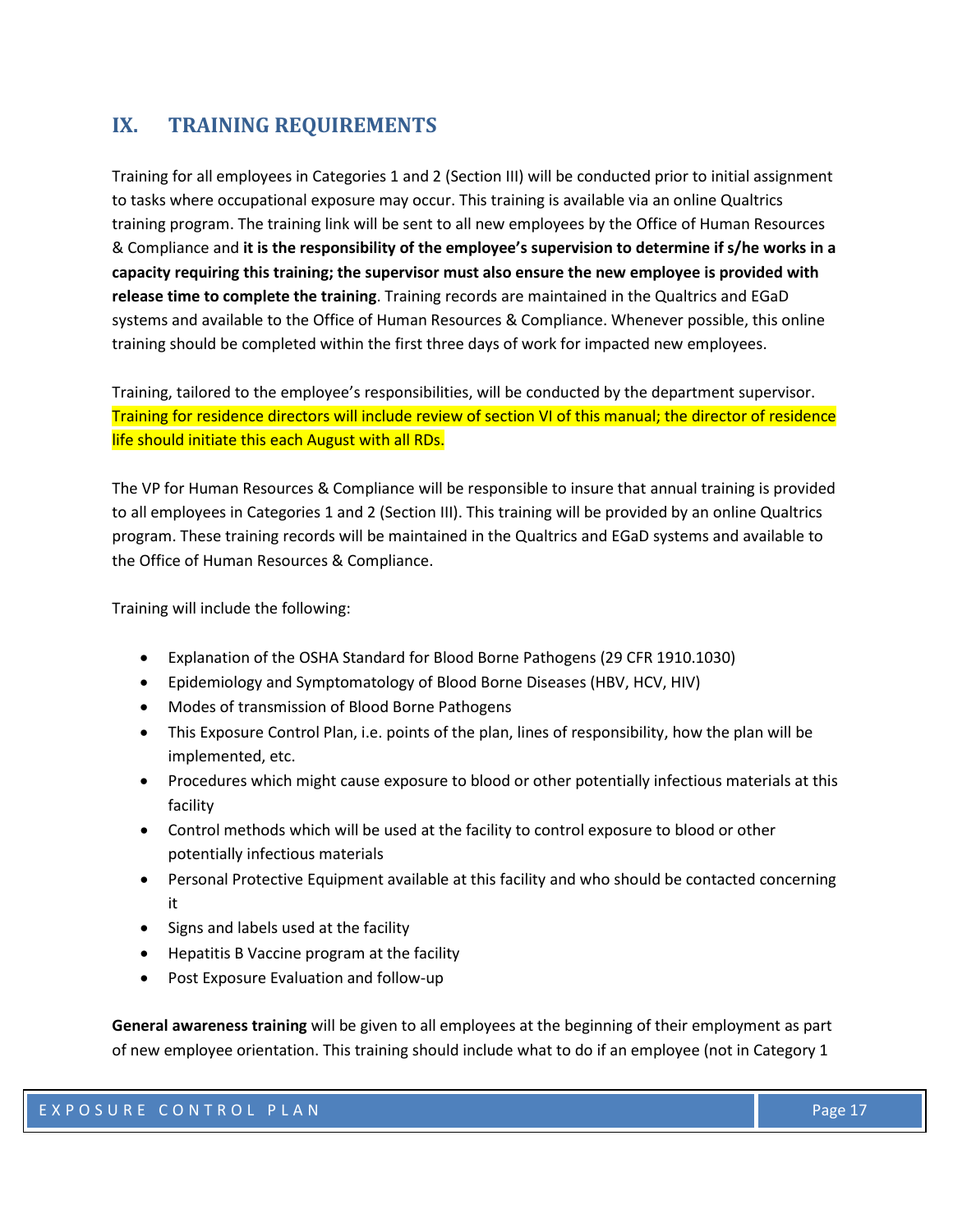## IX. TRAINING REQUIREMENTS

Training for all employees in Categories 1 and 2 (Section III) will be conducted prior to initial assignment to tasks where occupational exposure may occur. This training is available via an online Qualtrics training program. The training link will be sent to all new employees by the Office of Human Resources & Compliance and **it is the responsibility of the employee's supervision to determine if s/he works in a capacity requiring this training; the supervisor must also ensure the new employee is provided with release time to complete the training**. Training records are maintained in the Qualtrics and EGaD systems and available to the Office of Human Resources & Compliance. Whenever possible, this online training should be completed within the first three days of work for impacted new employees.

Training, tailored to the employee's responsibilities, will be conducted by the department supervisor. Training for residence directors will include review of section VI of this manual; the director of residence life should initiate this each August with all RDs.

The VP for Human Resources & Compliance will be responsible to insure that annual training is provided to all employees in Categories 1 and 2 (Section III). This training will be provided by an online Qualtrics program. These training records will be maintained in the Qualtrics and EGaD systems and available to the Office of Human Resources & Compliance.

Training will include the following:

- Explanation of the OSHA Standard for Blood Borne Pathogens (29 CFR 1910.1030)
- Epidemiology and Symptomatology of Blood Borne Diseases (HBV, HCV, HIV)
- Modes of transmission of Blood Borne Pathogens
- This Exposure Control Plan, i.e. points of the plan, lines of responsibility, how the plan will be implemented, etc.
- Procedures which might cause exposure to blood or other potentially infectious materials at this facility
- Control methods which will be used at the facility to control exposure to blood or other potentially infectious materials
- Personal Protective Equipment available at this facility and who should be contacted concerning it
- Signs and labels used at the facility
- Hepatitis B Vaccine program at the facility
- Post Exposure Evaluation and follow-up

**General awareness training** will be given to all employees at the beginning of their employment as part of new employee orientation. This training should include what to do if an employee (not in Category 1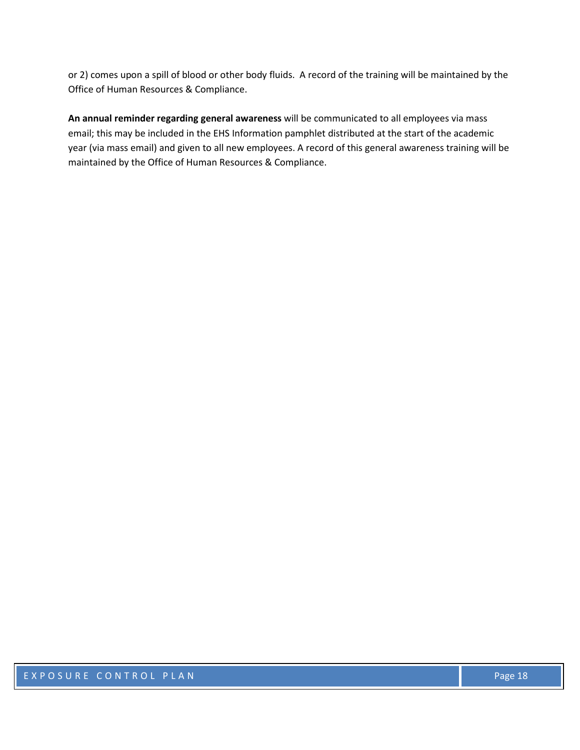or 2) comes upon a spill of blood or other body fluids. A record of the training will be maintained by the Office of Human Resources & Compliance.

**An annual reminder regarding general awareness** will be communicated to all employees via mass email; this may be included in the EHS Information pamphlet distributed at the start of the academic year (via mass email) and given to all new employees. A record of this general awareness training will be maintained by the Office of Human Resources & Compliance.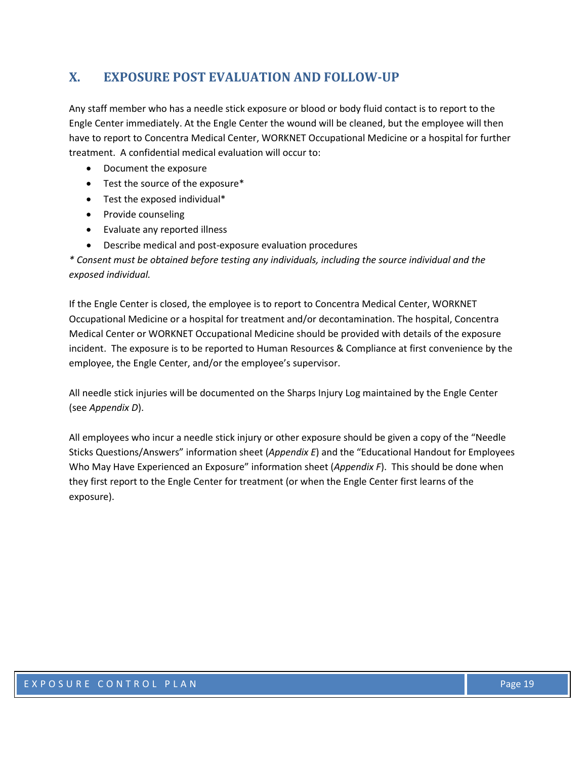## X. EXPOSURE POST EVALUATION AND FOLLOW-UP

Any staff member who has a needle stick exposure or blood or body fluid contact is to report to the Engle Center immediately. At the Engle Center the wound will be cleaned, but the employee will then have to report to Concentra Medical Center, WORKNET Occupational Medicine or a hospital for further treatment. A confidential medical evaluation will occur to:

- Document the exposure
- Test the source of the exposure*
- Test the exposed individual*
- Provide counseling
- Evaluate any reported illness
- Describe medical and post-exposure evaluation procedures

*\* Consent must be obtained before testing any individuals, including the source individual and the exposed individual.*

If the Engle Center is closed, the employee is to report to Concentra Medical Center, WORKNET Occupational Medicine or a hospital for treatment and/or decontamination. The hospital, Concentra Medical Center or WORKNET Occupational Medicine should be provided with details of the exposure incident. The exposure is to be reported to Human Resources & Compliance at first convenience by the employee, the Engle Center, and/or the employee's supervisor.

All needle stick injuries will be documented on the Sharps Injury Log maintained by the Engle Center (see *Appendix D*).

All employees who incur a needle stick injury or other exposure should be given a copy of the "Needle Sticks Questions/Answers" information sheet (*Appendix E*) and the "Educational Handout for Employees Who May Have Experienced an Exposure" information sheet (*Appendix F*). This should be done when they first report to the Engle Center for treatment (or when the Engle Center first learns of the exposure).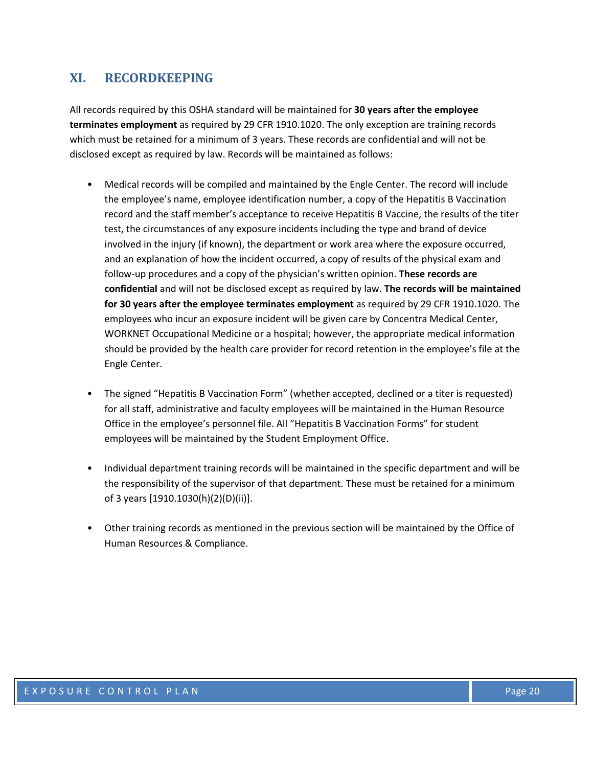## XI. RECORDKEEPING

All records required by this OSHA standard will be maintained for **30 years after the employee terminates employment** as required by 29 CFR 1910.1020. The only exception are training records which must be retained for a minimum of 3 years. These records are confidential and will not be disclosed except as required by law. Records will be maintained as follows:

- Medical records will be compiled and maintained by the Engle Center. The record will include the employee's name, employee identification number, a copy of the Hepatitis B Vaccination record and the staff member's acceptance to receive Hepatitis B Vaccine, the results of the titer test, the circumstances of any exposure incidents including the type and brand of device involved in the injury (if known), the department or work area where the exposure occurred, and an explanation of how the incident occurred, a copy of results of the physical exam and follow-up procedures and a copy of the physician's written opinion. **These records are confidential** and will not be disclosed except as required by law. **The records will be maintained for 30 years after the employee terminates employment** as required by 29 CFR 1910.1020. The employees who incur an exposure incident will be given care by Concentra Medical Center, WORKNET Occupational Medicine or a hospital; however, the appropriate medical information should be provided by the health care provider for record retention in the employee's file at the Engle Center.

- The signed "Hepatitis B Vaccination Form" (whether accepted, declined or a titer is requested) for all staff, administrative and faculty employees will be maintained in the Human Resource Office in the employee's personnel file. All "Hepatitis B Vaccination Forms" for student employees will be maintained by the Student Employment Office.

- Individual department training records will be maintained in the specific department and will be the responsibility of the supervisor of that department. These must be retained for a minimum of 3 years [1910.1030(h)(2)(D)(ii)].

- Other training records as mentioned in the previous section will be maintained by the Office of Human Resources & Compliance.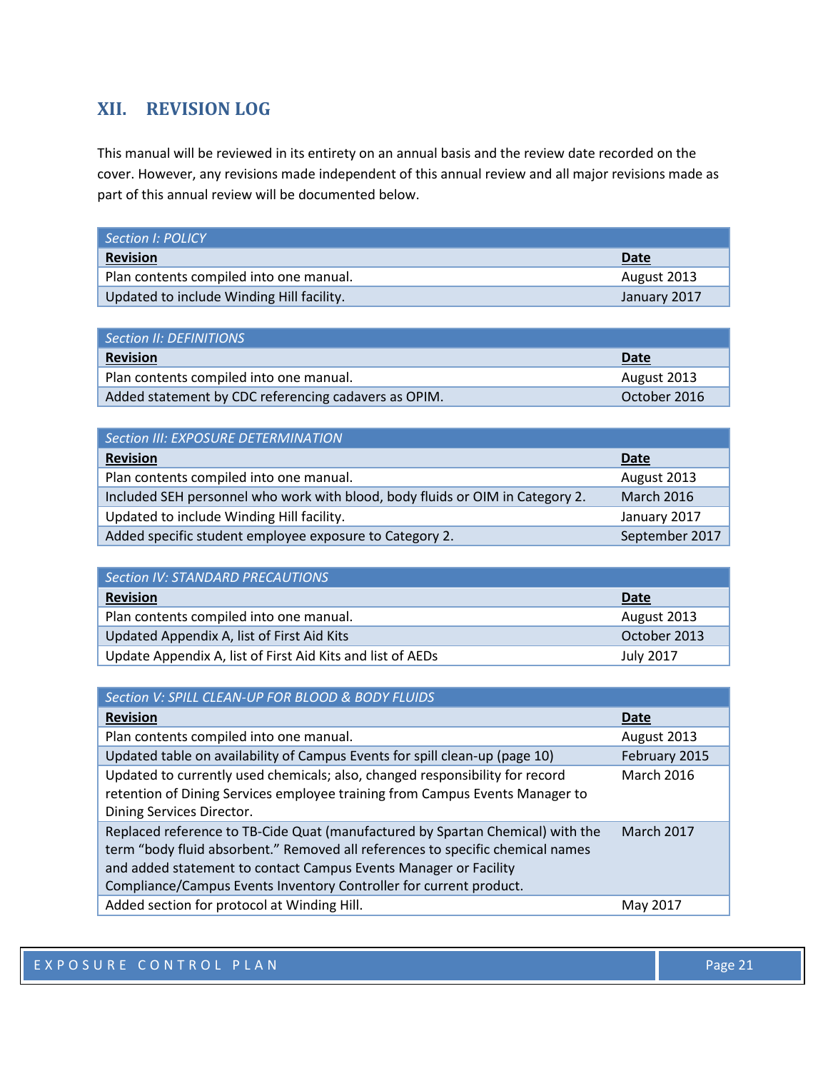## XII. REVISION LOG

This manual will be reviewed in its entirety on an annual basis and the review date recorded on the cover. However, any revisions made independent of this annual review and all major revisions made as part of this annual review will be documented below.

| *Section I: POLICY* | |
|---|---|
| **Revision** | **Date** |
| Plan contents compiled into one manual. | August 2013 |
| Updated to include Winding Hill facility. | January 2017 |

| *Section II: DEFINITIONS* | |
|---|---|
| **Revision** | **Date** |
| Plan contents compiled into one manual. | August 2013 |
| Added statement by CDC referencing cadavers as OPIM. | October 2016 |

| *Section III: EXPOSURE DETERMINATION* | |
|---|---|
| **Revision** | **Date** |
| Plan contents compiled into one manual. | August 2013 |
| Included SEH personnel who work with blood, body fluids or OIM in Category 2. | March 2016 |
| Updated to include Winding Hill facility. | January 2017 |
| Added specific student employee exposure to Category 2. | September 2017 |

| *Section IV: STANDARD PRECAUTIONS* | |
|---|---|
| **Revision** | **Date** |
| Plan contents compiled into one manual. | August 2013 |
| Updated Appendix A, list of First Aid Kits | October 2013 |
| Update Appendix A, list of First Aid Kits and list of AEDs | July 2017 |

| *Section V: SPILL CLEAN-UP FOR BLOOD & BODY FLUIDS* | |
|---|---|
| **Revision** | **Date** |
| Plan contents compiled into one manual. | August 2013 |
| Updated table on availability of Campus Events for spill clean-up (page 10) | February 2015 |
| Updated to currently used chemicals; also, changed responsibility for record retention of Dining Services employee training from Campus Events Manager to Dining Services Director. | March 2016 |
| Replaced reference to TB-Cide Quat (manufactured by Spartan Chemical) with the term "body fluid absorbent." Removed all references to specific chemical names and added statement to contact Campus Events Manager or Facility Compliance/Campus Events Inventory Controller for current product. | March 2017 |
| Added section for protocol at Winding Hill. | May 2017 |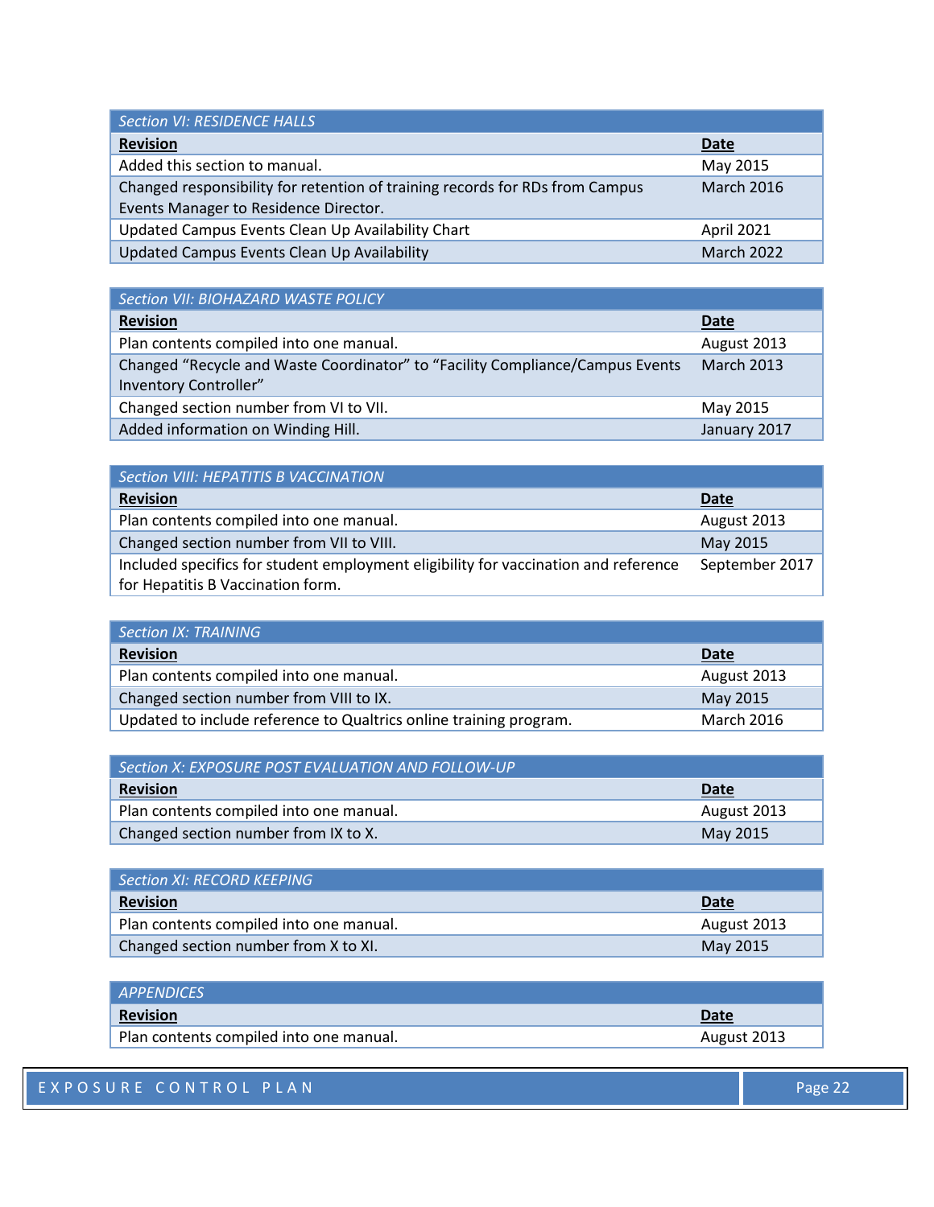| *Section VI: RESIDENCE HALLS* | |
|---|---|
| **Revision** | **Date** |
| Added this section to manual. | May 2015 |
| Changed responsibility for retention of training records for RDs from Campus Events Manager to Residence Director. | March 2016 |
| Updated Campus Events Clean Up Availability Chart | April 2021 |
| Updated Campus Events Clean Up Availability | March 2022 |

| *Section VII: BIOHAZARD WASTE POLICY* | |
|---|---|
| **Revision** | **Date** |
| Plan contents compiled into one manual. | August 2013 |
| Changed "Recycle and Waste Coordinator" to "Facility Compliance/Campus Events Inventory Controller" | March 2013 |
| Changed section number from VI to VII. | May 2015 |
| Added information on Winding Hill. | January 2017 |

| *Section VIII: HEPATITIS B VACCINATION* | |
|---|---|
| **Revision** | **Date** |
| Plan contents compiled into one manual. | August 2013 |
| Changed section number from VII to VIII. | May 2015 |
| Included specifics for student employment eligibility for vaccination and reference for Hepatitis B Vaccination form. | September 2017 |

| *Section IX: TRAINING* | |
|---|---|
| **Revision** | **Date** |
| Plan contents compiled into one manual. | August 2013 |
| Changed section number from VIII to IX. | May 2015 |
| Updated to include reference to Qualtrics online training program. | March 2016 |

| *Section X: EXPOSURE POST EVALUATION AND FOLLOW-UP* | |
|---|---|
| **Revision** | **Date** |
| Plan contents compiled into one manual. | August 2013 |
| Changed section number from IX to X. | May 2015 |

| *Section XI: RECORD KEEPING* | |
|---|---|
| **Revision** | **Date** |
| Plan contents compiled into one manual. | August 2013 |
| Changed section number from X to XI. | May 2015 |

| *APPENDICES* | |
|---|---|
| **Revision** | **Date** |
| Plan contents compiled into one manual. | August 2013 |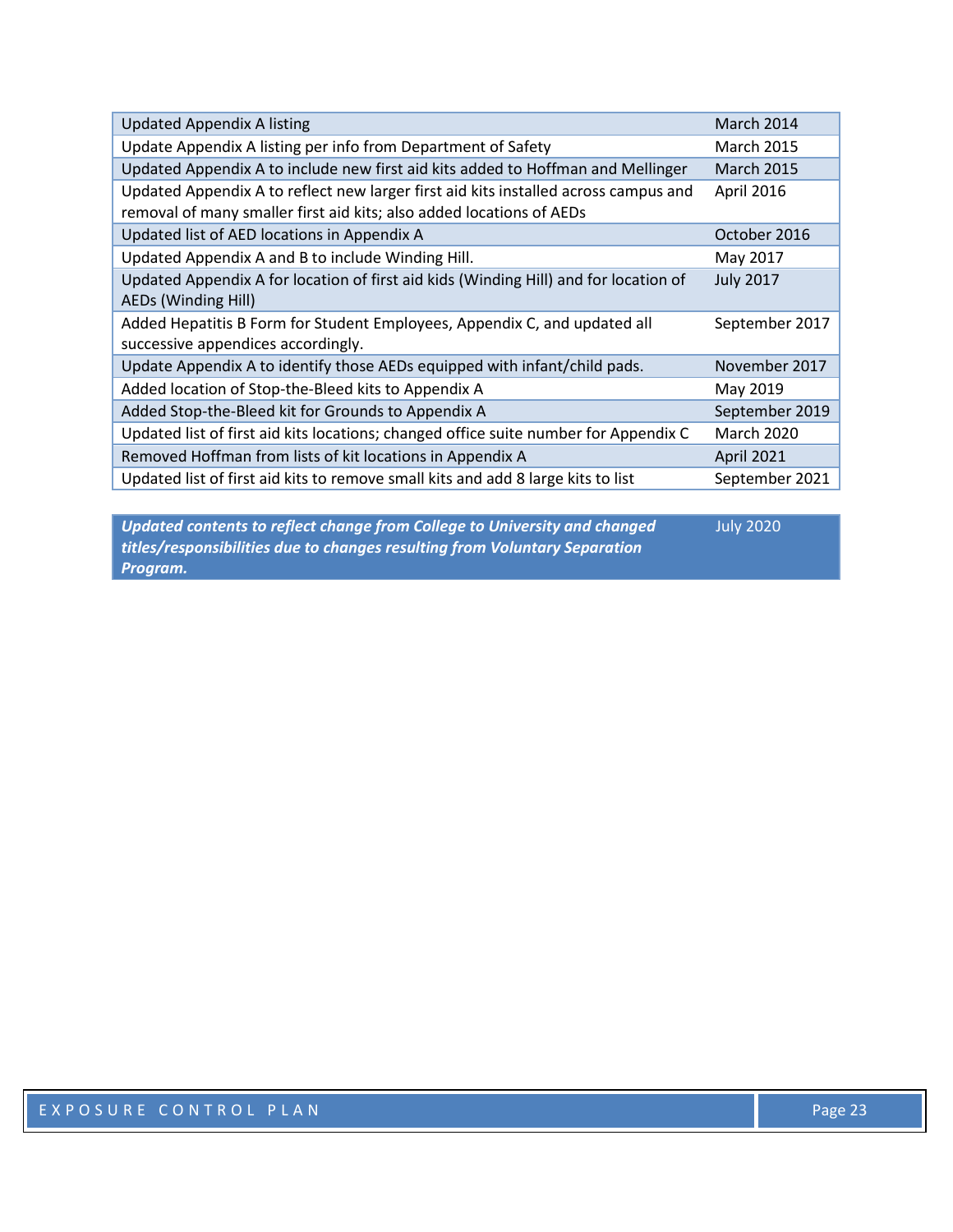| | |
|---|---|
| Updated Appendix A listing | March 2014 |
| Update Appendix A listing per info from Department of Safety | March 2015 |
| Updated Appendix A to include new first aid kits added to Hoffman and Mellinger | March 2015 |
| Updated Appendix A to reflect new larger first aid kits installed across campus and removal of many smaller first aid kits; also added locations of AEDs | April 2016 |
| Updated list of AED locations in Appendix A | October 2016 |
| Updated Appendix A and B to include Winding Hill. | May 2017 |
| Updated Appendix A for location of first aid kids (Winding Hill) and for location of AEDs (Winding Hill) | July 2017 |
| Added Hepatitis B Form for Student Employees, Appendix C, and updated all successive appendices accordingly. | September 2017 |
| Update Appendix A to identify those AEDs equipped with infant/child pads. | November 2017 |
| Added location of Stop-the-Bleed kits to Appendix A | May 2019 |
| Added Stop-the-Bleed kit for Grounds to Appendix A | September 2019 |
| Updated list of first aid kits locations; changed office suite number for Appendix C | March 2020 |
| Removed Hoffman from lists of kit locations in Appendix A | April 2021 |
| Updated list of first aid kits to remove small kits and add 8 large kits to list | September 2021 |

| | |
|---|---|
| ***Updated contents to reflect change from College to University and changed titles/responsibilities due to changes resulting from Voluntary Separation Program.*** | July 2020 |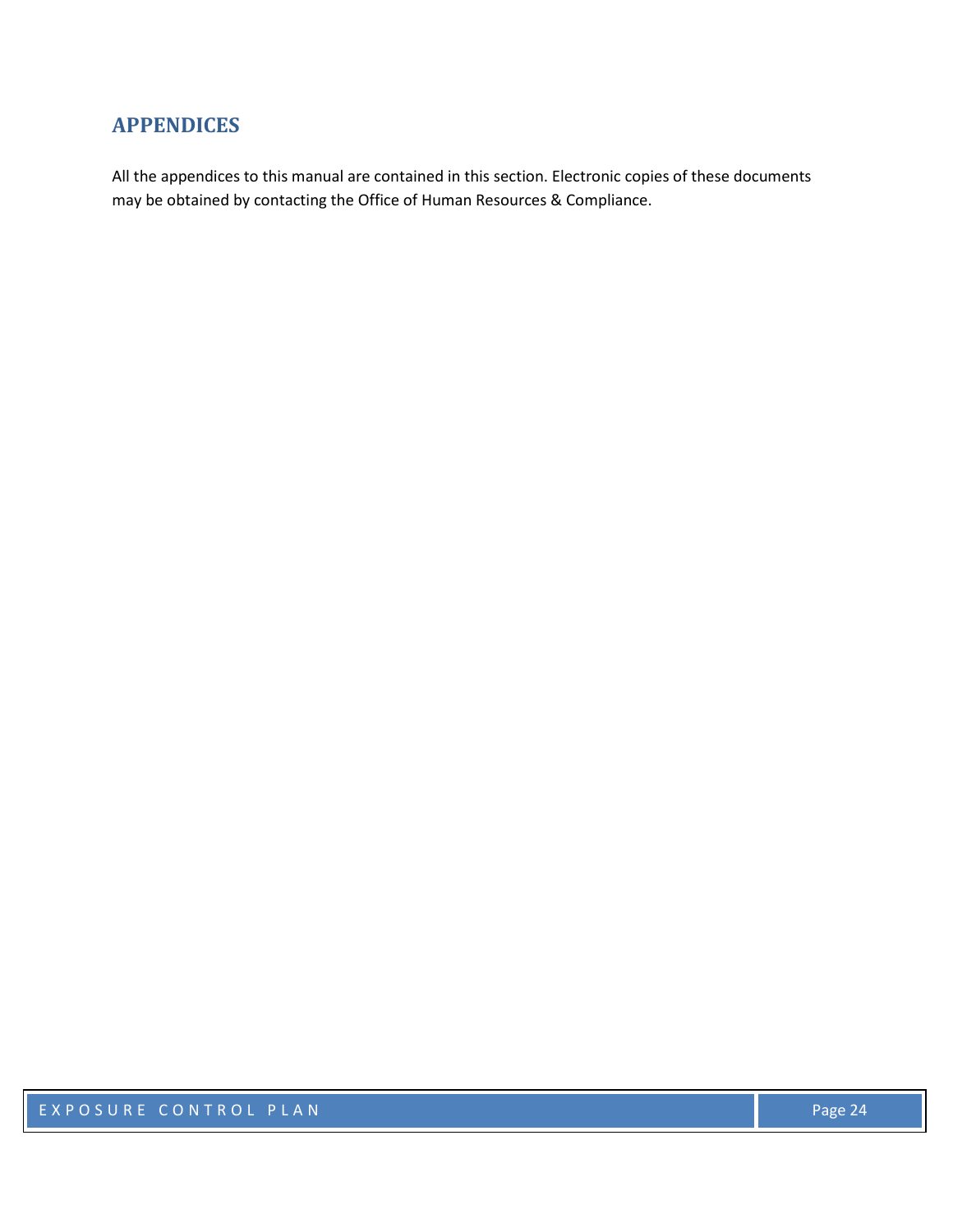## APPENDICES

All the appendices to this manual are contained in this section. Electronic copies of these documents may be obtained by contacting the Office of Human Resources & Compliance.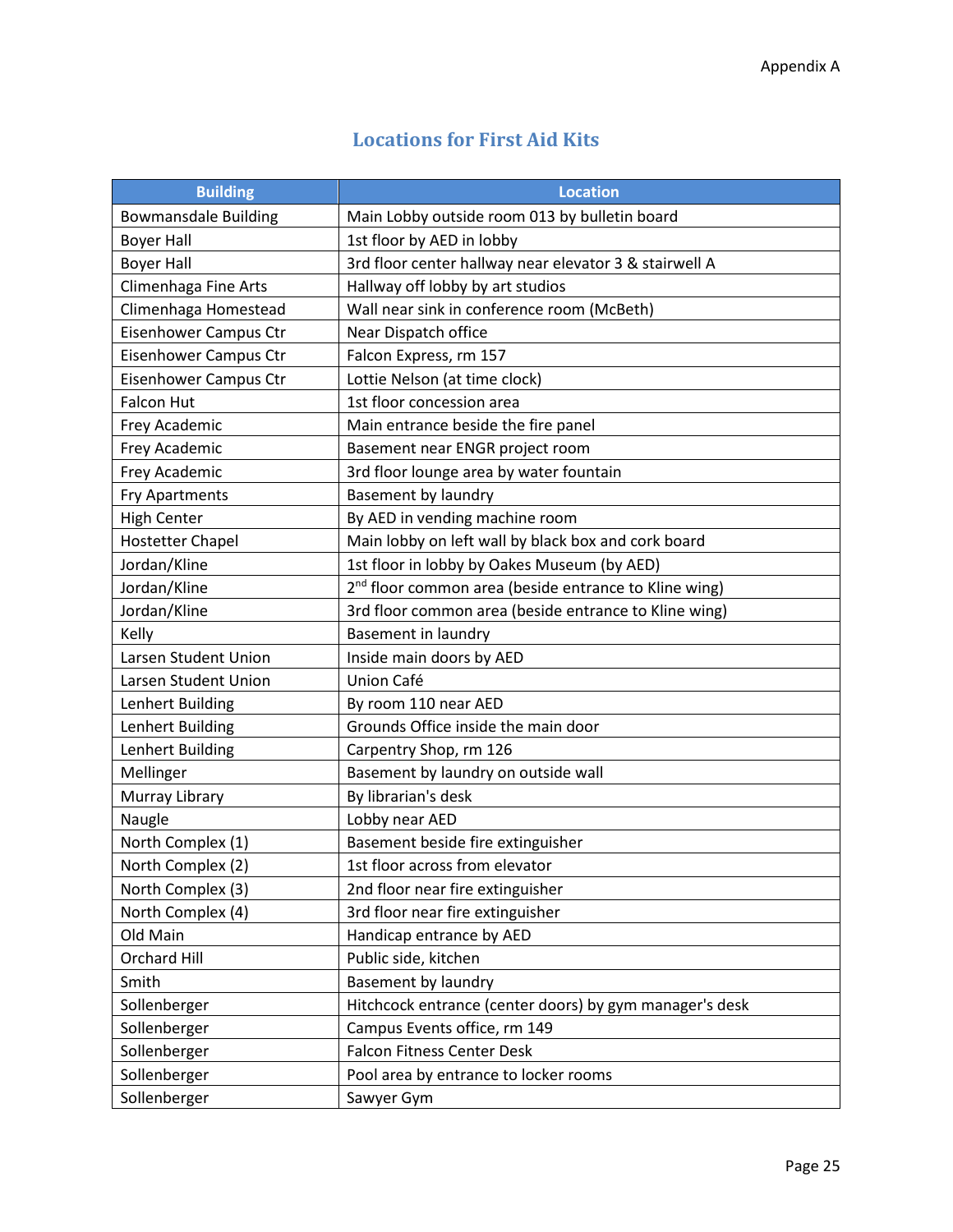Appendix A

## Locations for First Aid Kits

| Building | Location |
|---|---|
| Bowmansdale Building | Main Lobby outside room 013 by bulletin board |
| Boyer Hall | 1st floor by AED in lobby |
| Boyer Hall | 3rd floor center hallway near elevator 3 & stairwell A |
| Climenhaga Fine Arts | Hallway off lobby by art studios |
| Climenhaga Homestead | Wall near sink in conference room (McBeth) |
| Eisenhower Campus Ctr | Near Dispatch office |
| Eisenhower Campus Ctr | Falcon Express, rm 157 |
| Eisenhower Campus Ctr | Lottie Nelson (at time clock) |
| Falcon Hut | 1st floor concession area |
| Frey Academic | Main entrance beside the fire panel |
| Frey Academic | Basement near ENGR project room |
| Frey Academic | 3rd floor lounge area by water fountain |
| Fry Apartments | Basement by laundry |
| High Center | By AED in vending machine room |
| Hostetter Chapel | Main lobby on left wall by black box and cork board |
| Jordan/Kline | 1st floor in lobby by Oakes Museum (by AED) |
| Jordan/Kline | 2nd floor common area (beside entrance to Kline wing) |
| Jordan/Kline | 3rd floor common area (beside entrance to Kline wing) |
| Kelly | Basement in laundry |
| Larsen Student Union | Inside main doors by AED |
| Larsen Student Union | Union Café |
| Lenhert Building | By room 110 near AED |
| Lenhert Building | Grounds Office inside the main door |
| Lenhert Building | Carpentry Shop, rm 126 |
| Mellinger | Basement by laundry on outside wall |
| Murray Library | By librarian's desk |
| Naugle | Lobby near AED |
| North Complex (1) | Basement beside fire extinguisher |
| North Complex (2) | 1st floor across from elevator |
| North Complex (3) | 2nd floor near fire extinguisher |
| North Complex (4) | 3rd floor near fire extinguisher |
| Old Main | Handicap entrance by AED |
| Orchard Hill | Public side, kitchen |
| Smith | Basement by laundry |
| Sollenberger | Hitchcock entrance (center doors) by gym manager's desk |
| Sollenberger | Campus Events office, rm 149 |
| Sollenberger | Falcon Fitness Center Desk |
| Sollenberger | Pool area by entrance to locker rooms |
| Sollenberger | Sawyer Gym |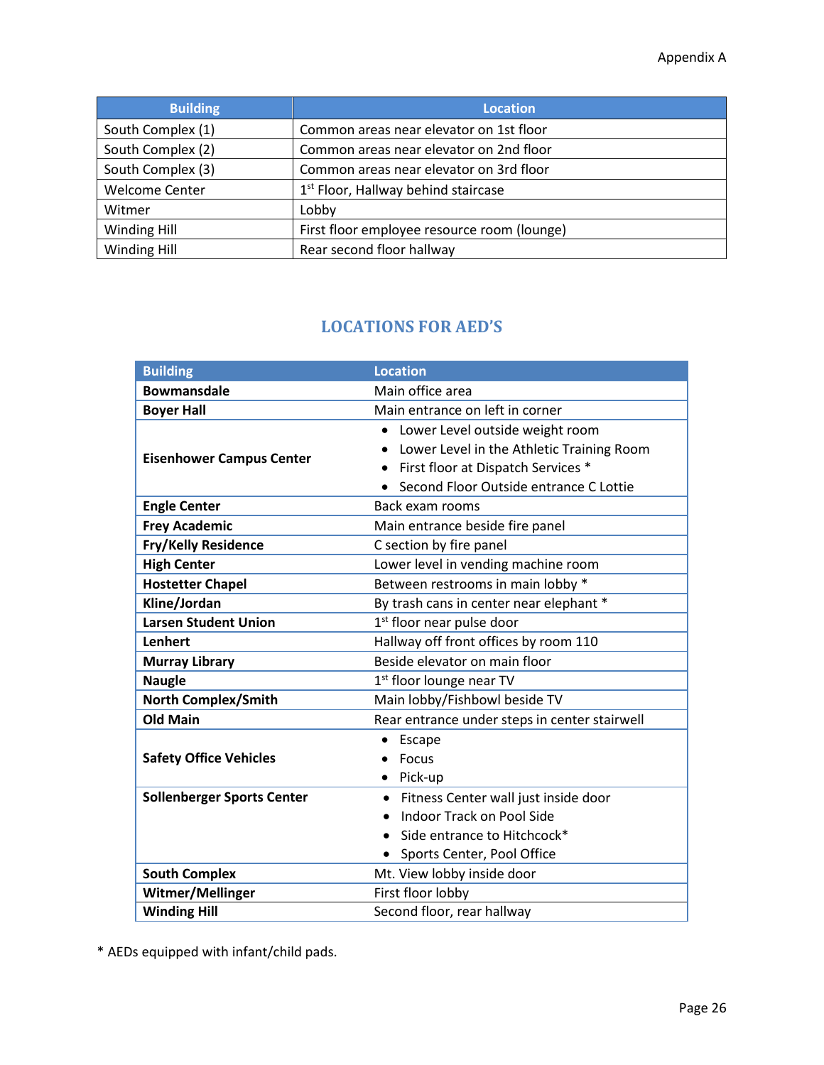Appendix A

| Building | Location |
|---|---|
| South Complex (1) | Common areas near elevator on 1st floor |
| South Complex (2) | Common areas near elevator on 2nd floor |
| South Complex (3) | Common areas near elevator on 3rd floor |
| Welcome Center | 1st Floor, Hallway behind staircase |
| Witmer | Lobby |
| Winding Hill | First floor employee resource room (lounge) |
| Winding Hill | Rear second floor hallway |

## LOCATIONS FOR AED'S

| Building | Location |
|---|---|
| **Bowmansdale** | Main office area |
| **Boyer Hall** | Main entrance on left in corner |
| **Eisenhower Campus Center** | • Lower Level outside weight room<br>• Lower Level in the Athletic Training Room<br>• First floor at Dispatch Services *<br>• Second Floor Outside entrance C Lottie |
| **Engle Center** | Back exam rooms |
| **Frey Academic** | Main entrance beside fire panel |
| **Fry/Kelly Residence** | C section by fire panel |
| **High Center** | Lower level in vending machine room |
| **Hostetter Chapel** | Between restrooms in main lobby * |
| **Kline/Jordan** | By trash cans in center near elephant * |
| **Larsen Student Union** | 1st floor near pulse door |
| **Lenhert** | Hallway off front offices by room 110 |
| **Murray Library** | Beside elevator on main floor |
| **Naugle** | 1st floor lounge near TV |
| **North Complex/Smith** | Main lobby/Fishbowl beside TV |
| **Old Main** | Rear entrance under steps in center stairwell |
| **Safety Office Vehicles** | • Escape<br>• Focus<br>• Pick-up |
| **Sollenberger Sports Center** | • Fitness Center wall just inside door<br>• Indoor Track on Pool Side<br>• Side entrance to Hitchcock*<br>• Sports Center, Pool Office |
| **South Complex** | Mt. View lobby inside door |
| **Witmer/Mellinger** | First floor lobby |
| **Winding Hill** | Second floor, rear hallway |

* AEDs equipped with infant/child pads.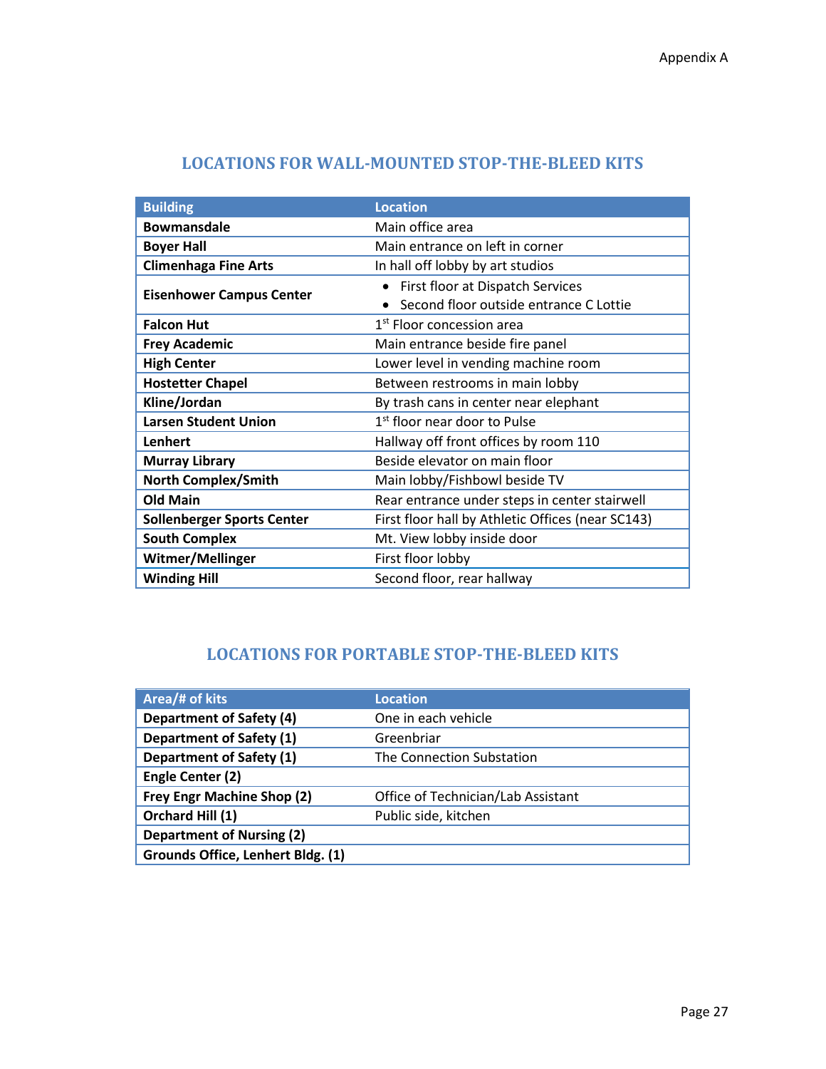Appendix A

## LOCATIONS FOR WALL-MOUNTED STOP-THE-BLEED KITS

| Building | Location |
|---|---|
| **Bowmansdale** | Main office area |
| **Boyer Hall** | Main entrance on left in corner |
| **Climenhaga Fine Arts** | In hall off lobby by art studios |
| **Eisenhower Campus Center** | • First floor at Dispatch Services<br>• Second floor outside entrance C Lottie |
| **Falcon Hut** | 1st Floor concession area |
| **Frey Academic** | Main entrance beside fire panel |
| **High Center** | Lower level in vending machine room |
| **Hostetter Chapel** | Between restrooms in main lobby |
| **Kline/Jordan** | By trash cans in center near elephant |
| **Larsen Student Union** | 1st floor near door to Pulse |
| **Lenhert** | Hallway off front offices by room 110 |
| **Murray Library** | Beside elevator on main floor |
| **North Complex/Smith** | Main lobby/Fishbowl beside TV |
| **Old Main** | Rear entrance under steps in center stairwell |
| **Sollenberger Sports Center** | First floor hall by Athletic Offices (near SC143) |
| **South Complex** | Mt. View lobby inside door |
| **Witmer/Mellinger** | First floor lobby |
| **Winding Hill** | Second floor, rear hallway |

## LOCATIONS FOR PORTABLE STOP-THE-BLEED KITS

| Area/# of kits | Location |
|---|---|
| **Department of Safety (4)** | One in each vehicle |
| **Department of Safety (1)** | Greenbriar |
| **Department of Safety (1)** | The Connection Substation |
| **Engle Center (2)** | |
| **Frey Engr Machine Shop (2)** | Office of Technician/Lab Assistant |
| **Orchard Hill (1)** | Public side, kitchen |
| **Department of Nursing (2)** | |
| **Grounds Office, Lenhert Bldg. (1)** | |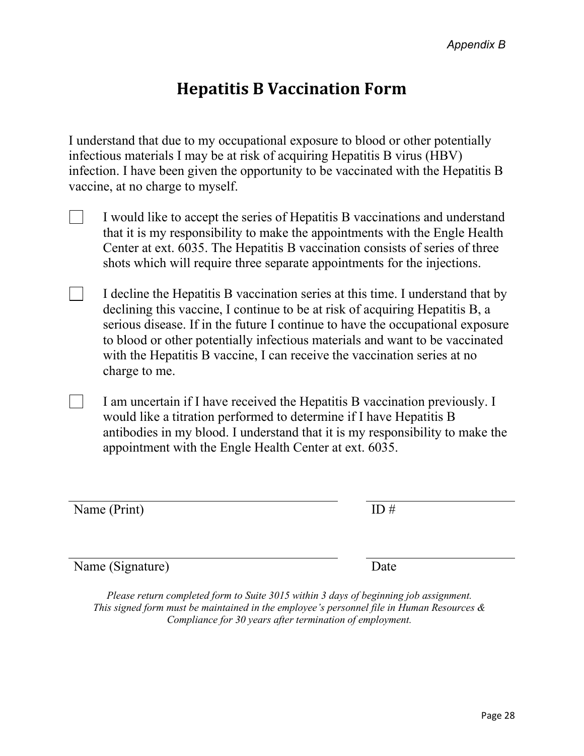*Appendix B*

# Hepatitis B Vaccination Form

I understand that due to my occupational exposure to blood or other potentially infectious materials I may be at risk of acquiring Hepatitis B virus (HBV) infection. I have been given the opportunity to be vaccinated with the Hepatitis B vaccine, at no charge to myself.

☐ I would like to accept the series of Hepatitis B vaccinations and understand that it is my responsibility to make the appointments with the Engle Health Center at ext. 6035. The Hepatitis B vaccination consists of series of three shots which will require three separate appointments for the injections.

☐ I decline the Hepatitis B vaccination series at this time. I understand that by declining this vaccine, I continue to be at risk of acquiring Hepatitis B, a serious disease. If in the future I continue to have the occupational exposure to blood or other potentially infectious materials and want to be vaccinated with the Hepatitis B vaccine, I can receive the vaccination series at no charge to me.

☐ I am uncertain if I have received the Hepatitis B vaccination previously. I would like a titration performed to determine if I have Hepatitis B antibodies in my blood. I understand that it is my responsibility to make the appointment with the Engle Health Center at ext. 6035.

______________________________ ______________

Name (Print) ID #

______________________________ ______________

Name (Signature) Date

*Please return completed form to Suite 3015 within 3 days of beginning job assignment. This signed form must be maintained in the employee's personnel file in Human Resources & Compliance for 30 years after termination of employment.*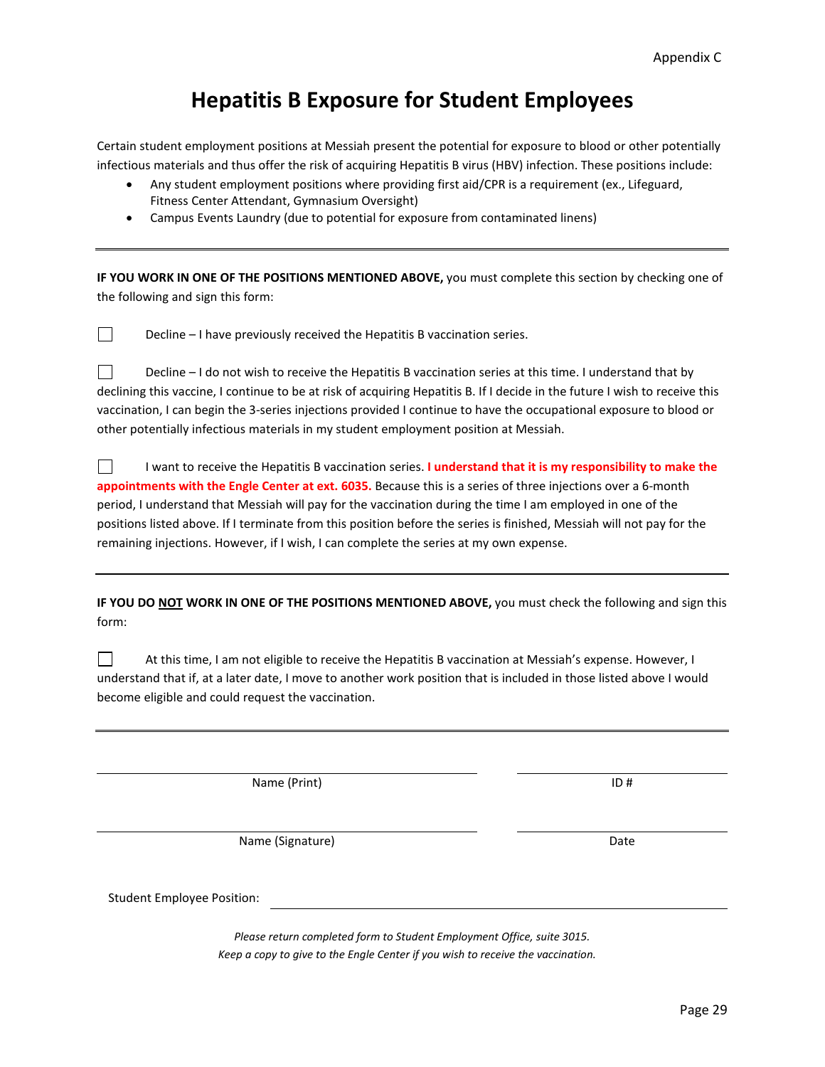Appendix C

# Hepatitis B Exposure for Student Employees

Certain student employment positions at Messiah present the potential for exposure to blood or other potentially infectious materials and thus offer the risk of acquiring Hepatitis B virus (HBV) infection. These positions include:

- Any student employment positions where providing first aid/CPR is a requirement (ex., Lifeguard, Fitness Center Attendant, Gymnasium Oversight)
- Campus Events Laundry (due to potential for exposure from contaminated linens)

---

**IF YOU WORK IN ONE OF THE POSITIONS MENTIONED ABOVE,** you must complete this section by checking one of the following and sign this form:

☐ Decline – I have previously received the Hepatitis B vaccination series.

☐ Decline – I do not wish to receive the Hepatitis B vaccination series at this time. I understand that by declining this vaccine, I continue to be at risk of acquiring Hepatitis B. If I decide in the future I wish to receive this vaccination, I can begin the 3-series injections provided I continue to have the occupational exposure to blood or other potentially infectious materials in my student employment position at Messiah.

☐ I want to receive the Hepatitis B vaccination series. **I understand that it is my responsibility to make the appointments with the Engle Center at ext. 6035.** Because this is a series of three injections over a 6-month period, I understand that Messiah will pay for the vaccination during the time I am employed in one of the positions listed above. If I terminate from this position before the series is finished, Messiah will not pay for the remaining injections. However, if I wish, I can complete the series at my own expense.

---

**IF YOU DO NOT WORK IN ONE OF THE POSITIONS MENTIONED ABOVE,** you must check the following and sign this form:

☐ At this time, I am not eligible to receive the Hepatitis B vaccination at Messiah's expense. However, I understand that if, at a later date, I move to another work position that is included in those listed above I would become eligible and could request the vaccination.

---

______________________________ Name (Print) ______________ ID #

______________________________ Name (Signature) ______________ Date

Student Employee Position: ______________________________

*Please return completed form to Student Employment Office, suite 3015.*
*Keep a copy to give to the Engle Center if you wish to receive the vaccination.*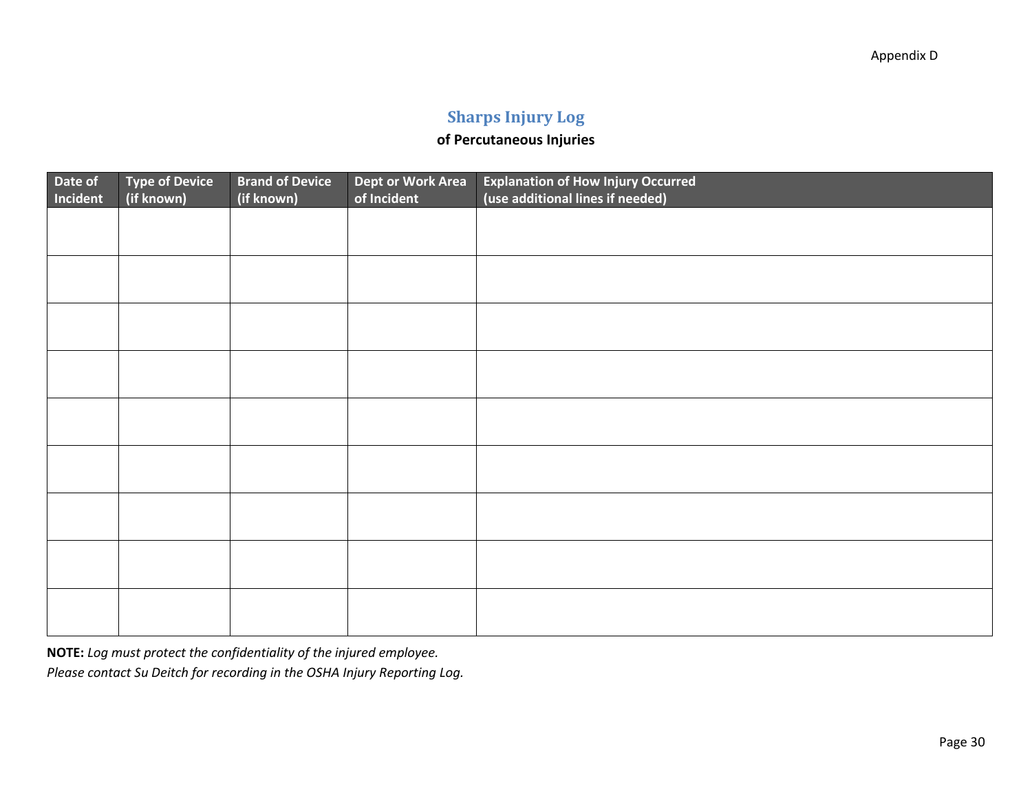Appendix D

# Sharps Injury Log

**of Percutaneous Injuries**

| Date of Incident | Type of Device (if known) | Brand of Device (if known) | Dept or Work Area of Incident | Explanation of How Injury Occurred (use additional lines if needed) |
|---|---|---|---|---|
| | | | | |
| | | | | |
| | | | | |
| | | | | |
| | | | | |
| | | | | |
| | | | | |
| | | | | |
| | | | | |

**NOTE:** *Log must protect the confidentiality of the injured employee.*
*Please contact Su Deitch for recording in the OSHA Injury Reporting Log.*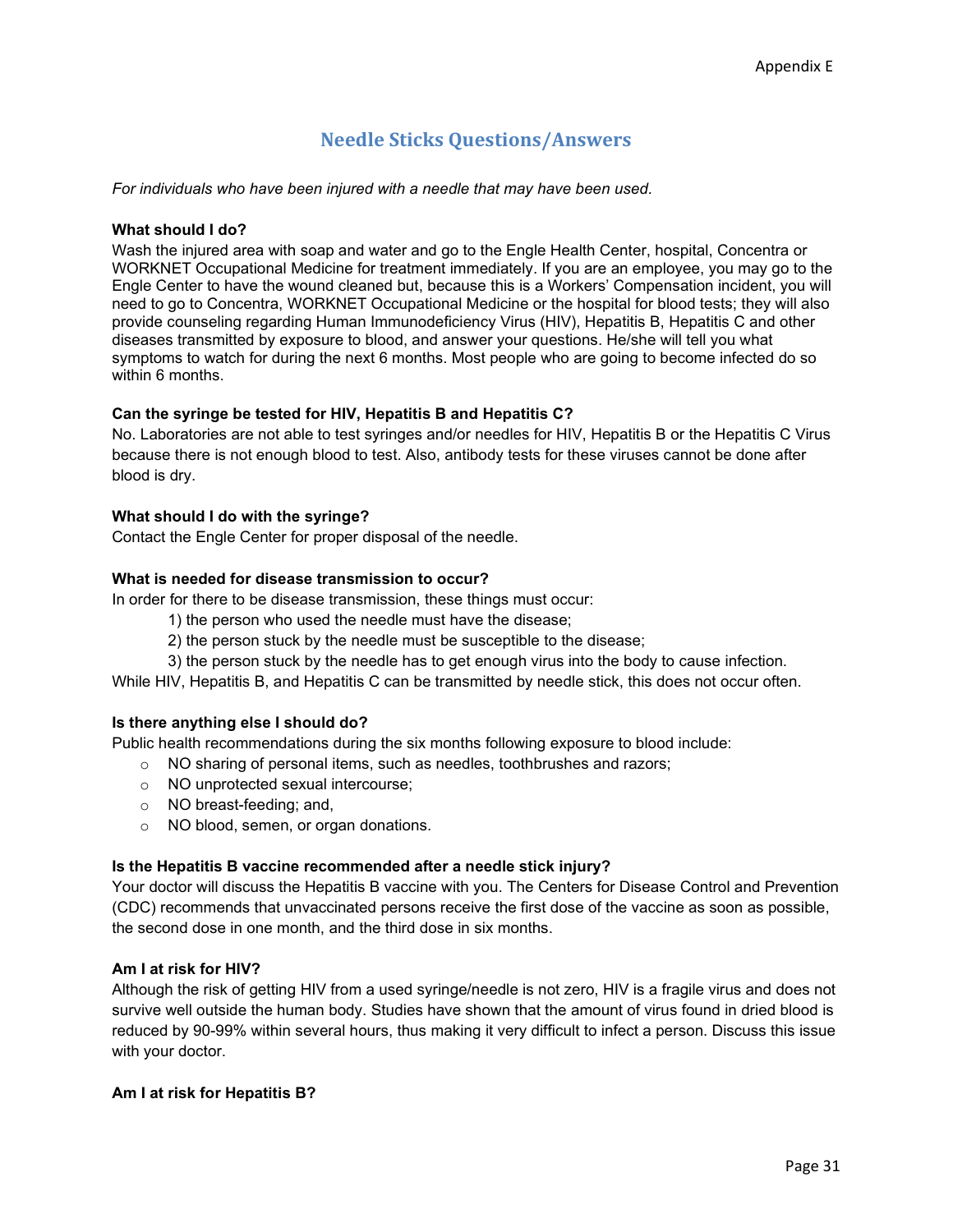## Needle Sticks Questions/Answers

*For individuals who have been injured with a needle that may have been used.*

**What should I do?**

Wash the injured area with soap and water and go to the Engle Health Center, hospital, Concentra or WORKNET Occupational Medicine for treatment immediately. If you are an employee, you may go to the Engle Center to have the wound cleaned but, because this is a Workers' Compensation incident, you will need to go to Concentra, WORKNET Occupational Medicine or the hospital for blood tests; they will also provide counseling regarding Human Immunodeficiency Virus (HIV), Hepatitis B, Hepatitis C and other diseases transmitted by exposure to blood, and answer your questions. He/she will tell you what symptoms to watch for during the next 6 months. Most people who are going to become infected do so within 6 months.

**Can the syringe be tested for HIV, Hepatitis B and Hepatitis C?**

No. Laboratories are not able to test syringes and/or needles for HIV, Hepatitis B or the Hepatitis C Virus because there is not enough blood to test. Also, antibody tests for these viruses cannot be done after blood is dry.

**What should I do with the syringe?**

Contact the Engle Center for proper disposal of the needle.

**What is needed for disease transmission to occur?**

In order for there to be disease transmission, these things must occur:

1) the person who used the needle must have the disease;
2) the person stuck by the needle must be susceptible to the disease;
3) the person stuck by the needle has to get enough virus into the body to cause infection.

While HIV, Hepatitis B, and Hepatitis C can be transmitted by needle stick, this does not occur often.

**Is there anything else I should do?**

Public health recommendations during the six months following exposure to blood include:

- NO sharing of personal items, such as needles, toothbrushes and razors;
- NO unprotected sexual intercourse;
- NO breast-feeding; and,
- NO blood, semen, or organ donations.

**Is the Hepatitis B vaccine recommended after a needle stick injury?**

Your doctor will discuss the Hepatitis B vaccine with you. The Centers for Disease Control and Prevention (CDC) recommends that unvaccinated persons receive the first dose of the vaccine as soon as possible, the second dose in one month, and the third dose in six months.

**Am I at risk for HIV?**

Although the risk of getting HIV from a used syringe/needle is not zero, HIV is a fragile virus and does not survive well outside the human body. Studies have shown that the amount of virus found in dried blood is reduced by 90-99% within several hours, thus making it very difficult to infect a person. Discuss this issue with your doctor.

**Am I at risk for Hepatitis B?**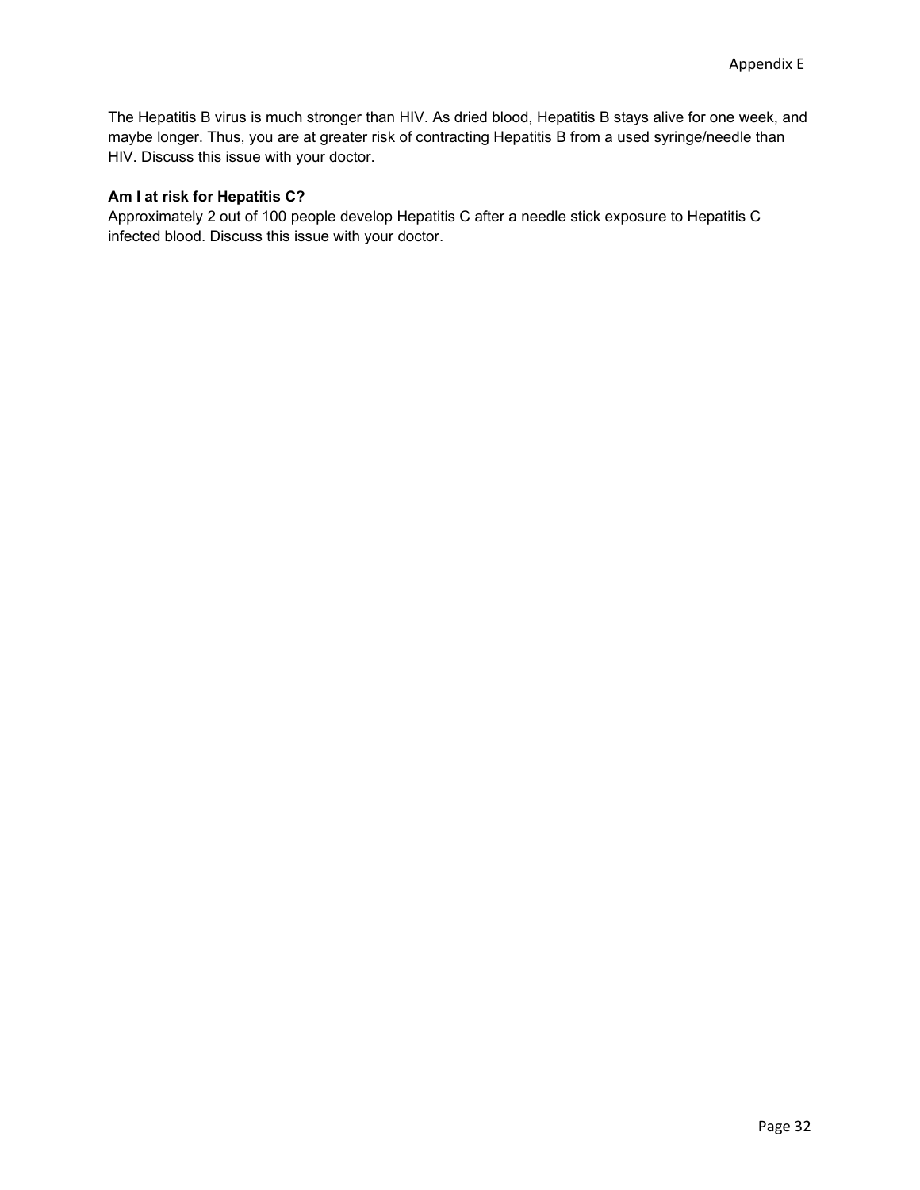The Hepatitis B virus is much stronger than HIV. As dried blood, Hepatitis B stays alive for one week, and maybe longer. Thus, you are at greater risk of contracting Hepatitis B from a used syringe/needle than HIV. Discuss this issue with your doctor.

**Am I at risk for Hepatitis C?**
Approximately 2 out of 100 people develop Hepatitis C after a needle stick exposure to Hepatitis C infected blood. Discuss this issue with your doctor.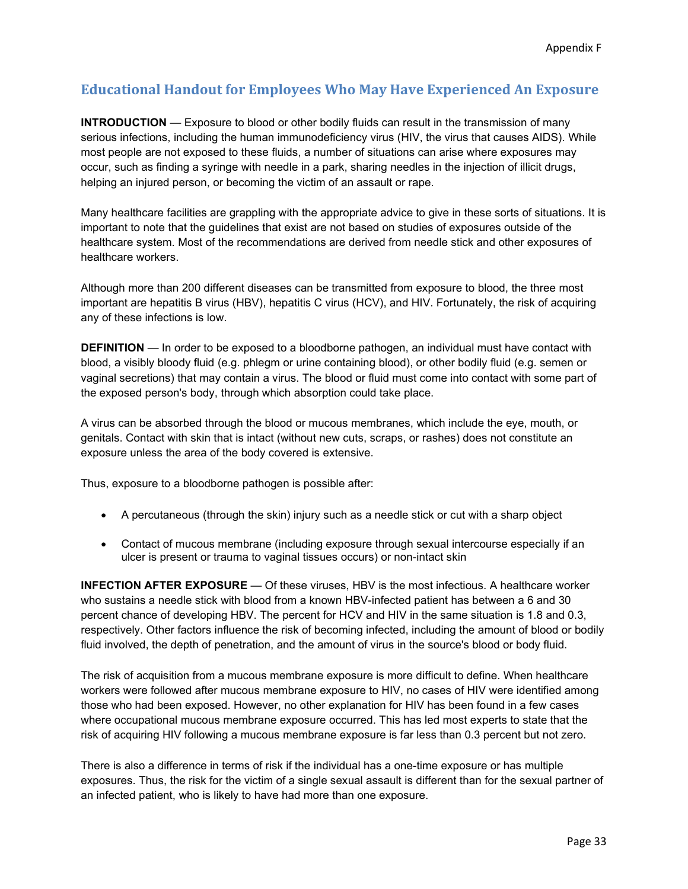Appendix F

## Educational Handout for Employees Who May Have Experienced An Exposure

**INTRODUCTION** — Exposure to blood or other bodily fluids can result in the transmission of many serious infections, including the human immunodeficiency virus (HIV, the virus that causes AIDS). While most people are not exposed to these fluids, a number of situations can arise where exposures may occur, such as finding a syringe with needle in a park, sharing needles in the injection of illicit drugs, helping an injured person, or becoming the victim of an assault or rape.

Many healthcare facilities are grappling with the appropriate advice to give in these sorts of situations. It is important to note that the guidelines that exist are not based on studies of exposures outside of the healthcare system. Most of the recommendations are derived from needle stick and other exposures of healthcare workers.

Although more than 200 different diseases can be transmitted from exposure to blood, the three most important are hepatitis B virus (HBV), hepatitis C virus (HCV), and HIV. Fortunately, the risk of acquiring any of these infections is low.

**DEFINITION** — In order to be exposed to a bloodborne pathogen, an individual must have contact with blood, a visibly bloody fluid (e.g. phlegm or urine containing blood), or other bodily fluid (e.g. semen or vaginal secretions) that may contain a virus. The blood or fluid must come into contact with some part of the exposed person's body, through which absorption could take place.

A virus can be absorbed through the blood or mucous membranes, which include the eye, mouth, or genitals. Contact with skin that is intact (without new cuts, scraps, or rashes) does not constitute an exposure unless the area of the body covered is extensive.

Thus, exposure to a bloodborne pathogen is possible after:

- A percutaneous (through the skin) injury such as a needle stick or cut with a sharp object
- Contact of mucous membrane (including exposure through sexual intercourse especially if an ulcer is present or trauma to vaginal tissues occurs) or non-intact skin

**INFECTION AFTER EXPOSURE** — Of these viruses, HBV is the most infectious. A healthcare worker who sustains a needle stick with blood from a known HBV-infected patient has between a 6 and 30 percent chance of developing HBV. The percent for HCV and HIV in the same situation is 1.8 and 0.3, respectively. Other factors influence the risk of becoming infected, including the amount of blood or bodily fluid involved, the depth of penetration, and the amount of virus in the source's blood or body fluid.

The risk of acquisition from a mucous membrane exposure is more difficult to define. When healthcare workers were followed after mucous membrane exposure to HIV, no cases of HIV were identified among those who had been exposed. However, no other explanation for HIV has been found in a few cases where occupational mucous membrane exposure occurred. This has led most experts to state that the risk of acquiring HIV following a mucous membrane exposure is far less than 0.3 percent but not zero.

There is also a difference in terms of risk if the individual has a one-time exposure or has multiple exposures. Thus, the risk for the victim of a single sexual assault is different than for the sexual partner of an infected patient, who is likely to have had more than one exposure.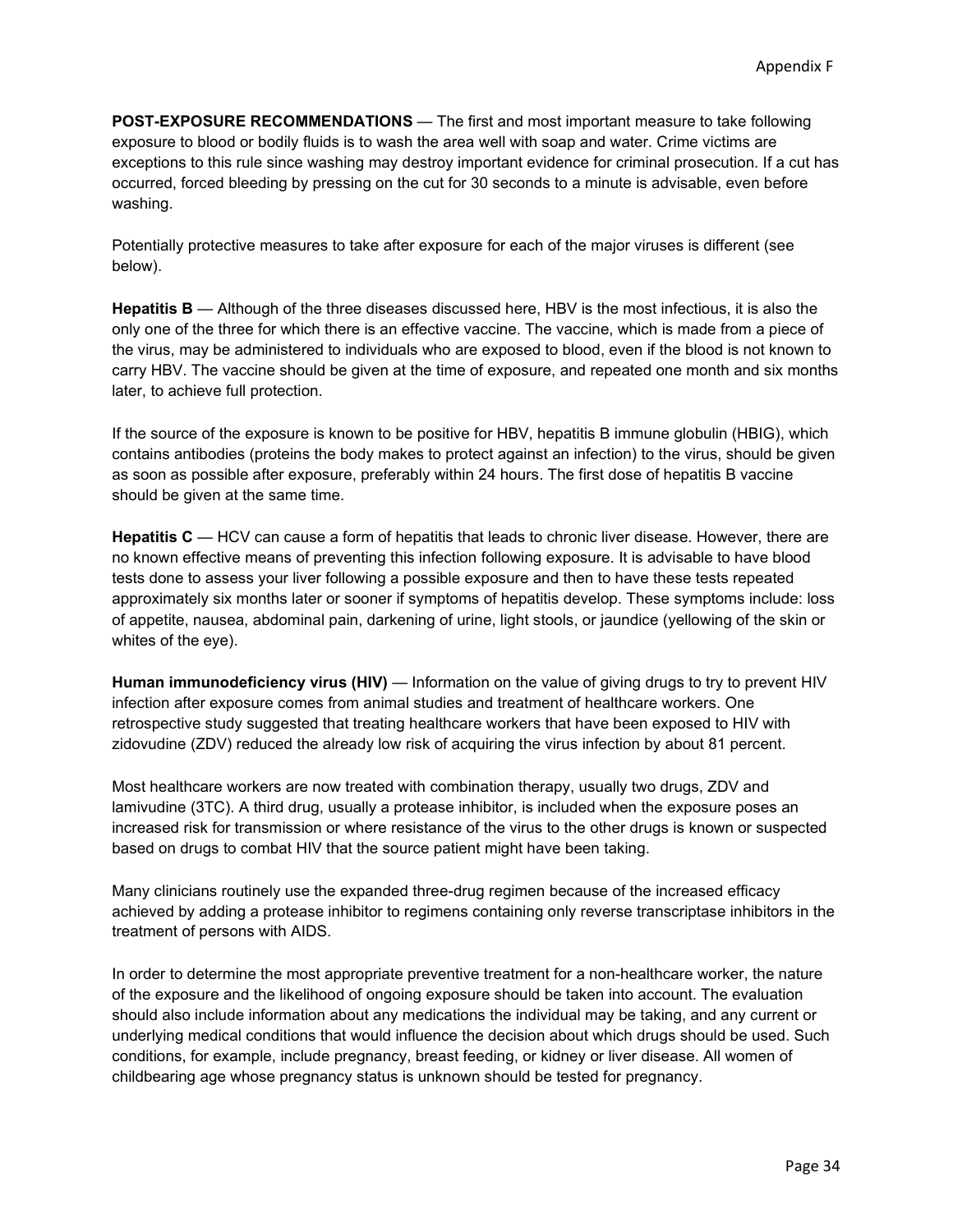**POST-EXPOSURE RECOMMENDATIONS** — The first and most important measure to take following exposure to blood or bodily fluids is to wash the area well with soap and water. Crime victims are exceptions to this rule since washing may destroy important evidence for criminal prosecution. If a cut has occurred, forced bleeding by pressing on the cut for 30 seconds to a minute is advisable, even before washing.

Potentially protective measures to take after exposure for each of the major viruses is different (see below).

**Hepatitis B** — Although of the three diseases discussed here, HBV is the most infectious, it is also the only one of the three for which there is an effective vaccine. The vaccine, which is made from a piece of the virus, may be administered to individuals who are exposed to blood, even if the blood is not known to carry HBV. The vaccine should be given at the time of exposure, and repeated one month and six months later, to achieve full protection.

If the source of the exposure is known to be positive for HBV, hepatitis B immune globulin (HBIG), which contains antibodies (proteins the body makes to protect against an infection) to the virus, should be given as soon as possible after exposure, preferably within 24 hours. The first dose of hepatitis B vaccine should be given at the same time.

**Hepatitis C** — HCV can cause a form of hepatitis that leads to chronic liver disease. However, there are no known effective means of preventing this infection following exposure. It is advisable to have blood tests done to assess your liver following a possible exposure and then to have these tests repeated approximately six months later or sooner if symptoms of hepatitis develop. These symptoms include: loss of appetite, nausea, abdominal pain, darkening of urine, light stools, or jaundice (yellowing of the skin or whites of the eye).

**Human immunodeficiency virus (HIV)** — Information on the value of giving drugs to try to prevent HIV infection after exposure comes from animal studies and treatment of healthcare workers. One retrospective study suggested that treating healthcare workers that have been exposed to HIV with zidovudine (ZDV) reduced the already low risk of acquiring the virus infection by about 81 percent.

Most healthcare workers are now treated with combination therapy, usually two drugs, ZDV and lamivudine (3TC). A third drug, usually a protease inhibitor, is included when the exposure poses an increased risk for transmission or where resistance of the virus to the other drugs is known or suspected based on drugs to combat HIV that the source patient might have been taking.

Many clinicians routinely use the expanded three-drug regimen because of the increased efficacy achieved by adding a protease inhibitor to regimens containing only reverse transcriptase inhibitors in the treatment of persons with AIDS.

In order to determine the most appropriate preventive treatment for a non-healthcare worker, the nature of the exposure and the likelihood of ongoing exposure should be taken into account. The evaluation should also include information about any medications the individual may be taking, and any current or underlying medical conditions that would influence the decision about which drugs should be used. Such conditions, for example, include pregnancy, breast feeding, or kidney or liver disease. All women of childbearing age whose pregnancy status is unknown should be tested for pregnancy.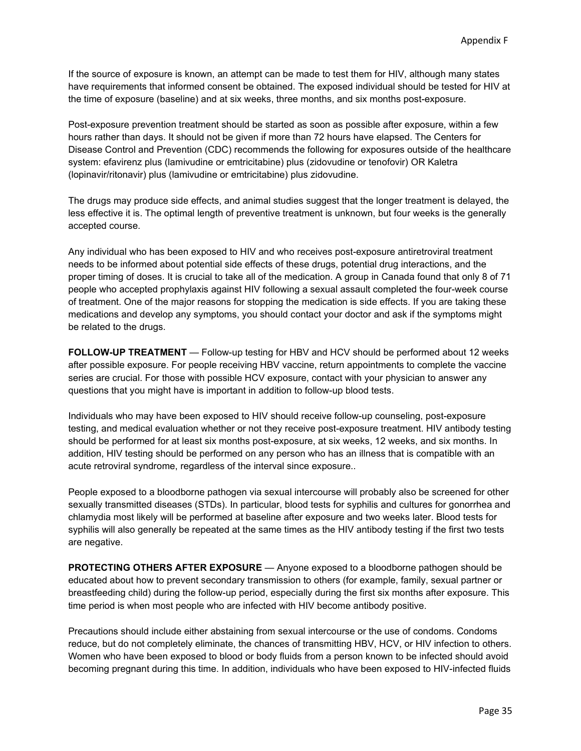If the source of exposure is known, an attempt can be made to test them for HIV, although many states have requirements that informed consent be obtained. The exposed individual should be tested for HIV at the time of exposure (baseline) and at six weeks, three months, and six months post-exposure.

Post-exposure prevention treatment should be started as soon as possible after exposure, within a few hours rather than days. It should not be given if more than 72 hours have elapsed. The Centers for Disease Control and Prevention (CDC) recommends the following for exposures outside of the healthcare system: efavirenz plus (lamivudine or emtricitabine) plus (zidovudine or tenofovir) OR Kaletra (lopinavir/ritonavir) plus (lamivudine or emtricitabine) plus zidovudine.

The drugs may produce side effects, and animal studies suggest that the longer treatment is delayed, the less effective it is. The optimal length of preventive treatment is unknown, but four weeks is the generally accepted course.

Any individual who has been exposed to HIV and who receives post-exposure antiretroviral treatment needs to be informed about potential side effects of these drugs, potential drug interactions, and the proper timing of doses. It is crucial to take all of the medication. A group in Canada found that only 8 of 71 people who accepted prophylaxis against HIV following a sexual assault completed the four-week course of treatment. One of the major reasons for stopping the medication is side effects. If you are taking these medications and develop any symptoms, you should contact your doctor and ask if the symptoms might be related to the drugs.

**FOLLOW-UP TREATMENT** — Follow-up testing for HBV and HCV should be performed about 12 weeks after possible exposure. For people receiving HBV vaccine, return appointments to complete the vaccine series are crucial. For those with possible HCV exposure, contact with your physician to answer any questions that you might have is important in addition to follow-up blood tests.

Individuals who may have been exposed to HIV should receive follow-up counseling, post-exposure testing, and medical evaluation whether or not they receive post-exposure treatment. HIV antibody testing should be performed for at least six months post-exposure, at six weeks, 12 weeks, and six months. In addition, HIV testing should be performed on any person who has an illness that is compatible with an acute retroviral syndrome, regardless of the interval since exposure..

People exposed to a bloodborne pathogen via sexual intercourse will probably also be screened for other sexually transmitted diseases (STDs). In particular, blood tests for syphilis and cultures for gonorrhea and chlamydia most likely will be performed at baseline after exposure and two weeks later. Blood tests for syphilis will also generally be repeated at the same times as the HIV antibody testing if the first two tests are negative.

**PROTECTING OTHERS AFTER EXPOSURE** — Anyone exposed to a bloodborne pathogen should be educated about how to prevent secondary transmission to others (for example, family, sexual partner or breastfeeding child) during the follow-up period, especially during the first six months after exposure. This time period is when most people who are infected with HIV become antibody positive.

Precautions should include either abstaining from sexual intercourse or the use of condoms. Condoms reduce, but do not completely eliminate, the chances of transmitting HBV, HCV, or HIV infection to others. Women who have been exposed to blood or body fluids from a person known to be infected should avoid becoming pregnant during this time. In addition, individuals who have been exposed to HIV-infected fluids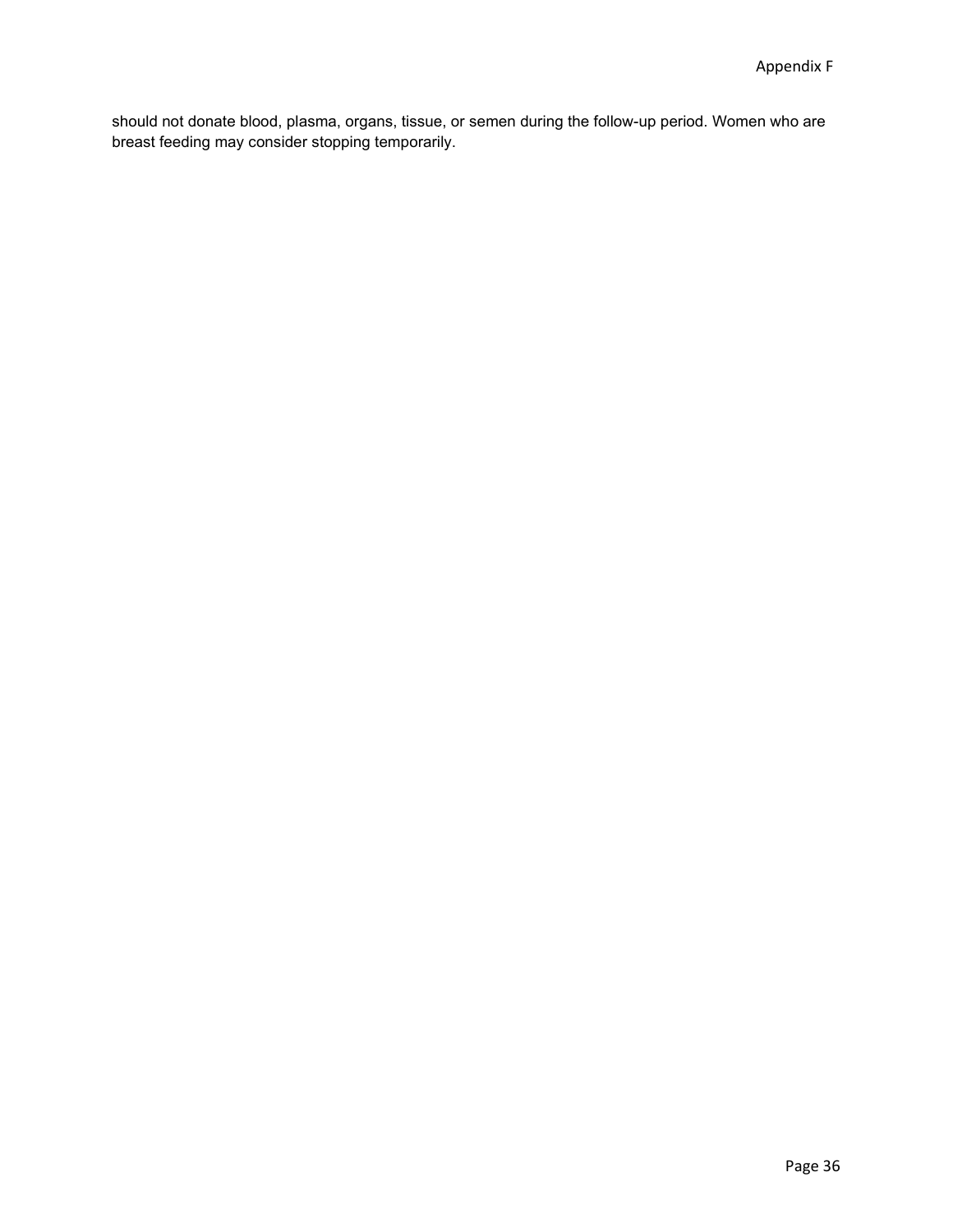should not donate blood, plasma, organs, tissue, or semen during the follow-up period. Women who are breast feeding may consider stopping temporarily.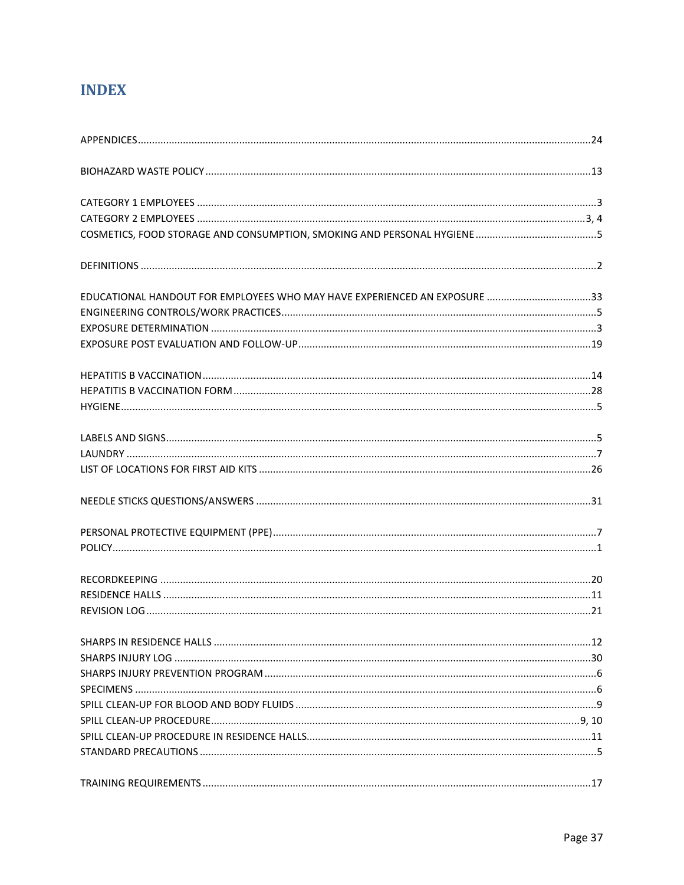# INDEX

APPENDICES ........................................................................................................................................24

BIOHAZARD WASTE POLICY ...............................................................................................................13

CATEGORY 1 EMPLOYEES ....................................................................................................................3
CATEGORY 2 EMPLOYEES ..................................................................................................................3, 4
COSMETICS, FOOD STORAGE AND CONSUMPTION, SMOKING AND PERSONAL HYGIENE ..........................................5

DEFINITIONS ..........................................................................................................................................2

EDUCATIONAL HANDOUT FOR EMPLOYEES WHO MAY HAVE EXPERIENCED AN EXPOSURE .....................................33
ENGINEERING CONTROLS/WORK PRACTICES...........................................................................................5
EXPOSURE DETERMINATION ....................................................................................................................3
EXPOSURE POST EVALUATION AND FOLLOW-UP.......................................................................................19

HEPATITIS B VACCINATION ......................................................................................................................14
HEPATITIS B VACCINATION FORM ...........................................................................................................28
HYGIENE....................................................................................................................................................5

LABELS AND SIGNS.....................................................................................................................................5
LAUNDRY ...................................................................................................................................................7
LIST OF LOCATIONS FOR FIRST AID KITS ...................................................................................................26

NEEDLE STICKS QUESTIONS/ANSWERS .....................................................................................................31

PERSONAL PROTECTIVE EQUIPMENT (PPE)..................................................................................................7
POLICY.......................................................................................................................................................1

RECORDKEEPING .......................................................................................................................................20
RESIDENCE HALLS .....................................................................................................................................11
REVISION LOG ...........................................................................................................................................21

SHARPS IN RESIDENCE HALLS ....................................................................................................................12
SHARPS INJURY LOG ..................................................................................................................................30
SHARPS INJURY PREVENTION PROGRAM ....................................................................................................6
SPECIMENS .................................................................................................................................................6
SPILL CLEAN-UP FOR BLOOD AND BODY FLUIDS .........................................................................................9
SPILL CLEAN-UP PROCEDURE.................................................................................................................9, 10
SPILL CLEAN-UP PROCEDURE IN RESIDENCE HALLS....................................................................................11
STANDARD PRECAUTIONS .........................................................................................................................5

TRAINING REQUIREMENTS .......................................................................................................................17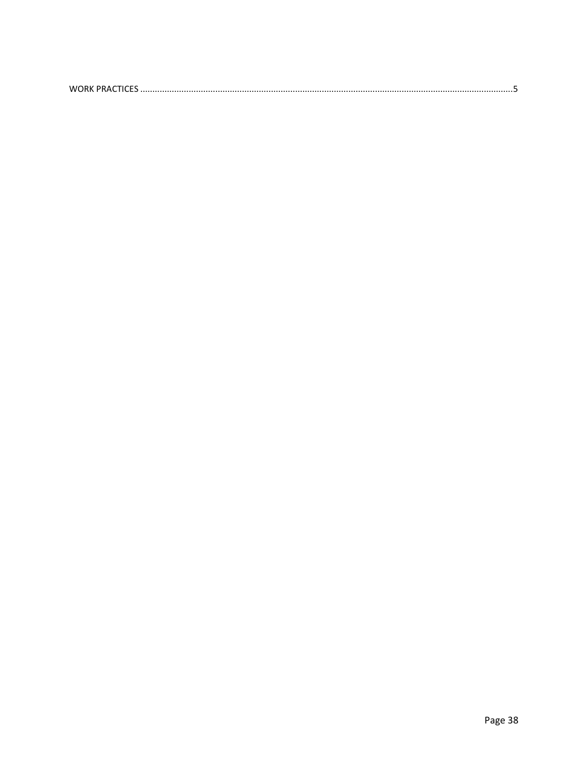WORK PRACTICES ........................................................................................................................................................5